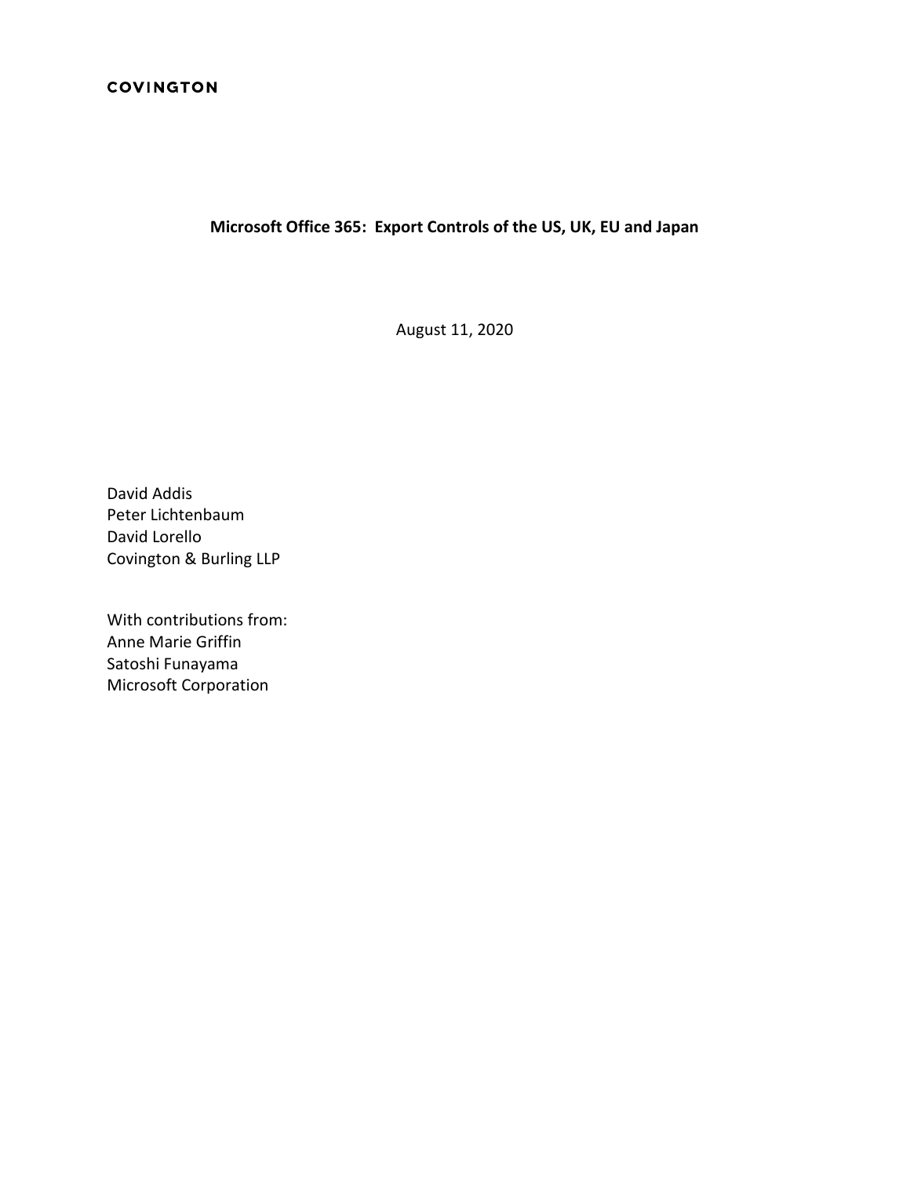**COVINGTON**

# Microsoft Office 365: Export Controls of the US, UK, EU and Japan

August 11, 2020

David Addis
Peter Lichtenbaum
David Lorello
Covington & Burling LLP

With contributions from:
Anne Marie Griffin
Satoshi Funayama
Microsoft Corporation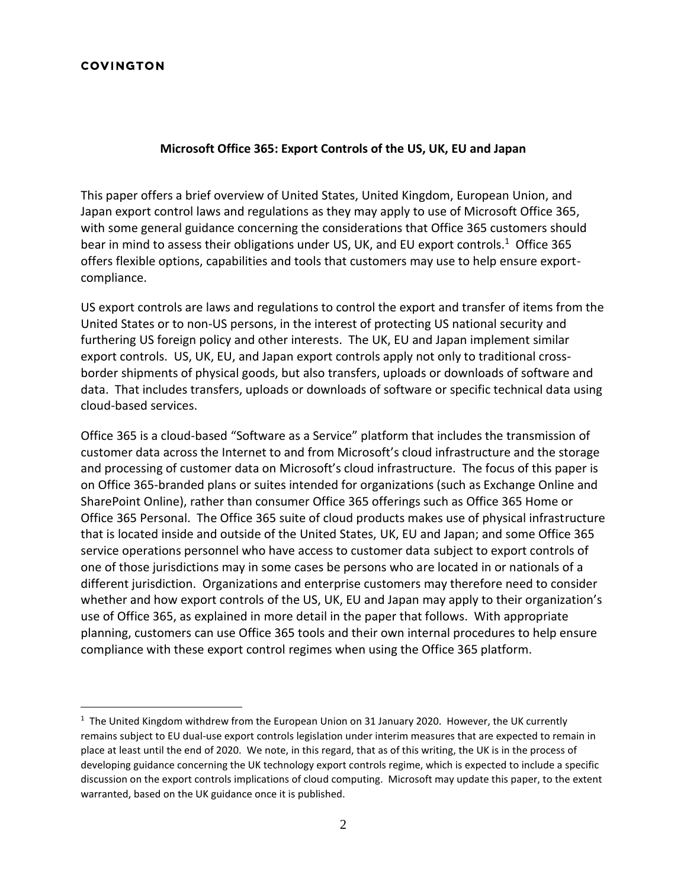**COVINGTON**

## Microsoft Office 365: Export Controls of the US, UK, EU and Japan

This paper offers a brief overview of United States, United Kingdom, European Union, and Japan export control laws and regulations as they may apply to use of Microsoft Office 365, with some general guidance concerning the considerations that Office 365 customers should bear in mind to assess their obligations under US, UK, and EU export controls.[1] Office 365 offers flexible options, capabilities and tools that customers may use to help ensure export-compliance.

US export controls are laws and regulations to control the export and transfer of items from the United States or to non-US persons, in the interest of protecting US national security and furthering US foreign policy and other interests. The UK, EU and Japan implement similar export controls. US, UK, EU, and Japan export controls apply not only to traditional cross-border shipments of physical goods, but also transfers, uploads or downloads of software and data. That includes transfers, uploads or downloads of software or specific technical data using cloud-based services.

Office 365 is a cloud-based "Software as a Service" platform that includes the transmission of customer data across the Internet to and from Microsoft's cloud infrastructure and the storage and processing of customer data on Microsoft's cloud infrastructure. The focus of this paper is on Office 365-branded plans or suites intended for organizations (such as Exchange Online and SharePoint Online), rather than consumer Office 365 offerings such as Office 365 Home or Office 365 Personal. The Office 365 suite of cloud products makes use of physical infrastructure that is located inside and outside of the United States, UK, EU and Japan; and some Office 365 service operations personnel who have access to customer data subject to export controls of one of those jurisdictions may in some cases be persons who are located in or nationals of a different jurisdiction. Organizations and enterprise customers may therefore need to consider whether and how export controls of the US, UK, EU and Japan may apply to their organization's use of Office 365, as explained in more detail in the paper that follows. With appropriate planning, customers can use Office 365 tools and their own internal procedures to help ensure compliance with these export control regimes when using the Office 365 platform.

---

[1] The United Kingdom withdrew from the European Union on 31 January 2020. However, the UK currently remains subject to EU dual-use export controls legislation under interim measures that are expected to remain in place at least until the end of 2020. We note, in this regard, that as of this writing, the UK is in the process of developing guidance concerning the UK technology export controls regime, which is expected to include a specific discussion on the export controls implications of cloud computing. Microsoft may update this paper, to the extent warranted, based on the UK guidance once it is published.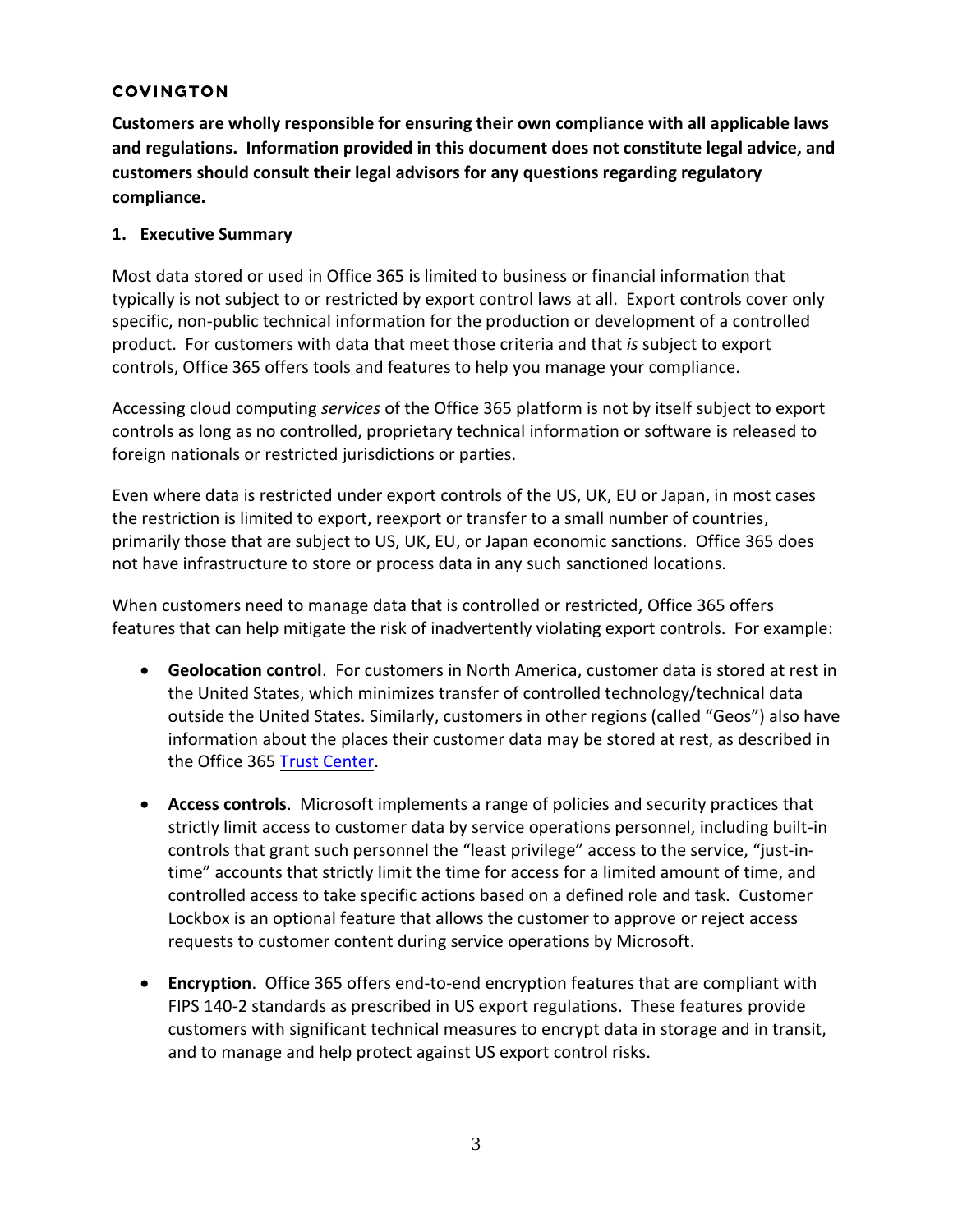**COVINGTON**

**Customers are wholly responsible for ensuring their own compliance with all applicable laws and regulations. Information provided in this document does not constitute legal advice, and customers should consult their legal advisors for any questions regarding regulatory compliance.**

## 1. Executive Summary

Most data stored or used in Office 365 is limited to business or financial information that typically is not subject to or restricted by export control laws at all. Export controls cover only specific, non-public technical information for the production or development of a controlled product. For customers with data that meet those criteria and that *is* subject to export controls, Office 365 offers tools and features to help you manage your compliance.

Accessing cloud computing *services* of the Office 365 platform is not by itself subject to export controls as long as no controlled, proprietary technical information or software is released to foreign nationals or restricted jurisdictions or parties.

Even where data is restricted under export controls of the US, UK, EU or Japan, in most cases the restriction is limited to export, reexport or transfer to a small number of countries, primarily those that are subject to US, UK, EU, or Japan economic sanctions. Office 365 does not have infrastructure to store or process data in any such sanctioned locations.

When customers need to manage data that is controlled or restricted, Office 365 offers features that can help mitigate the risk of inadvertently violating export controls. For example:

- **Geolocation control**. For customers in North America, customer data is stored at rest in the United States, which minimizes transfer of controlled technology/technical data outside the United States. Similarly, customers in other regions (called "Geos") also have information about the places their customer data may be stored at rest, as described in the Office 365 Trust Center.

- **Access controls**. Microsoft implements a range of policies and security practices that strictly limit access to customer data by service operations personnel, including built-in controls that grant such personnel the "least privilege" access to the service, "just-in-time" accounts that strictly limit the time for access for a limited amount of time, and controlled access to take specific actions based on a defined role and task. Customer Lockbox is an optional feature that allows the customer to approve or reject access requests to customer content during service operations by Microsoft.

- **Encryption**. Office 365 offers end-to-end encryption features that are compliant with FIPS 140-2 standards as prescribed in US export regulations. These features provide customers with significant technical measures to encrypt data in storage and in transit, and to manage and help protect against US export control risks.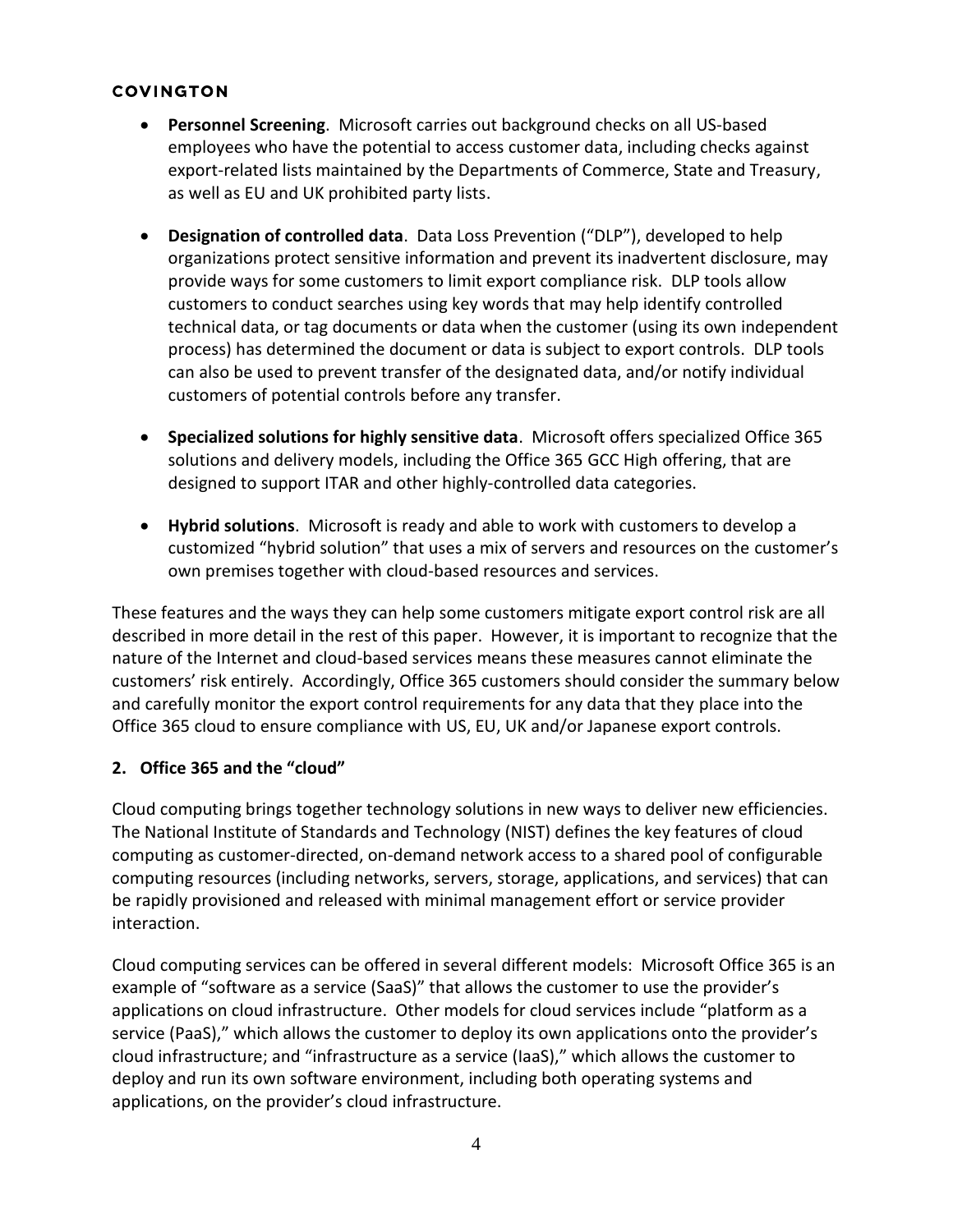- **Personnel Screening**. Microsoft carries out background checks on all US-based employees who have the potential to access customer data, including checks against export-related lists maintained by the Departments of Commerce, State and Treasury, as well as EU and UK prohibited party lists.

- **Designation of controlled data**. Data Loss Prevention ("DLP"), developed to help organizations protect sensitive information and prevent its inadvertent disclosure, may provide ways for some customers to limit export compliance risk. DLP tools allow customers to conduct searches using key words that may help identify controlled technical data, or tag documents or data when the customer (using its own independent process) has determined the document or data is subject to export controls. DLP tools can also be used to prevent transfer of the designated data, and/or notify individual customers of potential controls before any transfer.

- **Specialized solutions for highly sensitive data**. Microsoft offers specialized Office 365 solutions and delivery models, including the Office 365 GCC High offering, that are designed to support ITAR and other highly-controlled data categories.

- **Hybrid solutions**. Microsoft is ready and able to work with customers to develop a customized "hybrid solution" that uses a mix of servers and resources on the customer's own premises together with cloud-based resources and services.

These features and the ways they can help some customers mitigate export control risk are all described in more detail in the rest of this paper. However, it is important to recognize that the nature of the Internet and cloud-based services means these measures cannot eliminate the customers' risk entirely. Accordingly, Office 365 customers should consider the summary below and carefully monitor the export control requirements for any data that they place into the Office 365 cloud to ensure compliance with US, EU, UK and/or Japanese export controls.

## 2. Office 365 and the "cloud"

Cloud computing brings together technology solutions in new ways to deliver new efficiencies. The National Institute of Standards and Technology (NIST) defines the key features of cloud computing as customer-directed, on-demand network access to a shared pool of configurable computing resources (including networks, servers, storage, applications, and services) that can be rapidly provisioned and released with minimal management effort or service provider interaction.

Cloud computing services can be offered in several different models: Microsoft Office 365 is an example of "software as a service (SaaS)" that allows the customer to use the provider's applications on cloud infrastructure. Other models for cloud services include "platform as a service (PaaS)," which allows the customer to deploy its own applications onto the provider's cloud infrastructure; and "infrastructure as a service (IaaS)," which allows the customer to deploy and run its own software environment, including both operating systems and applications, on the provider's cloud infrastructure.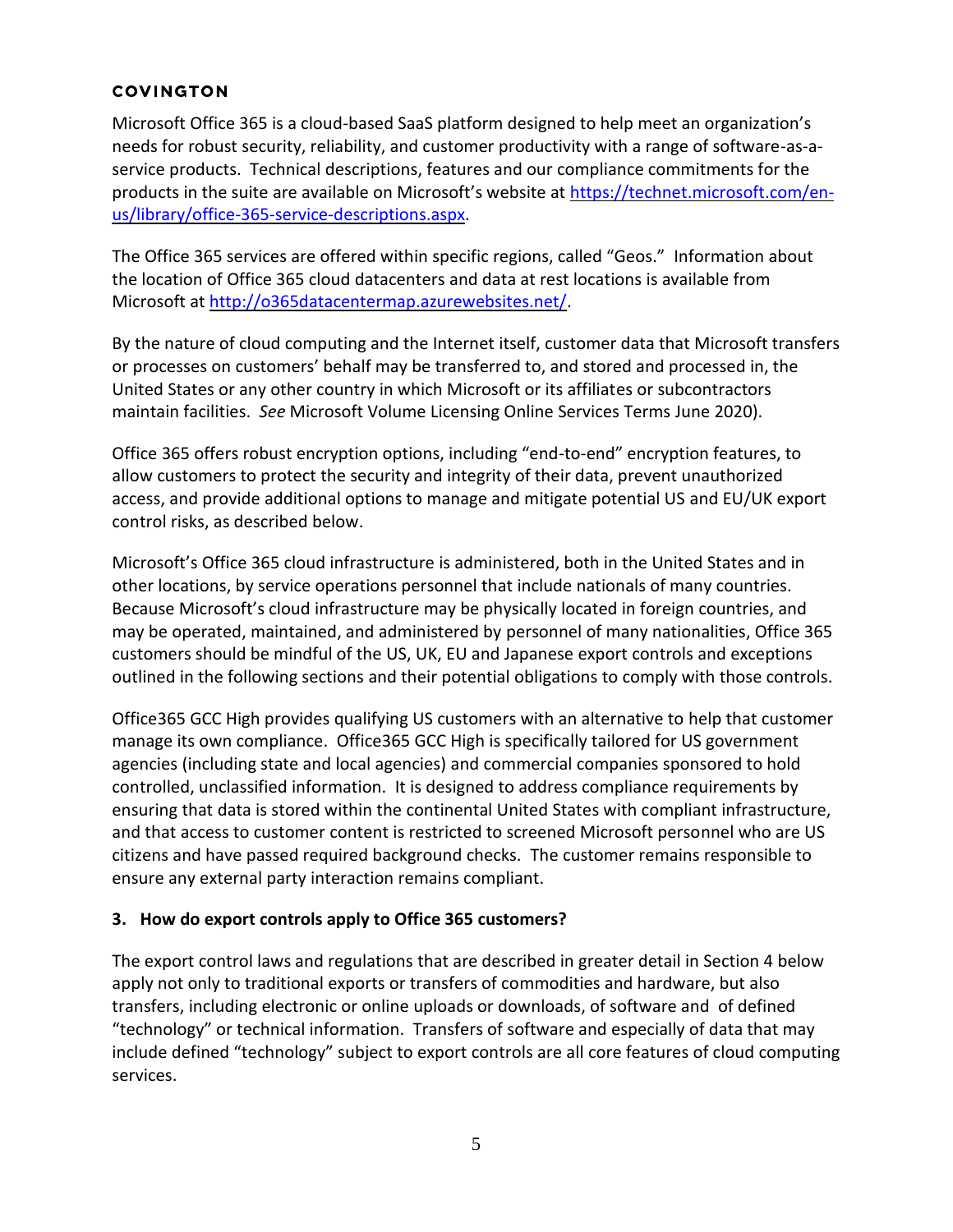Microsoft Office 365 is a cloud-based SaaS platform designed to help meet an organization's needs for robust security, reliability, and customer productivity with a range of software-as-a-service products. Technical descriptions, features and our compliance commitments for the products in the suite are available on Microsoft's website at [https://technet.microsoft.com/en-us/library/office-365-service-descriptions.aspx](https://technet.microsoft.com/en-us/library/office-365-service-descriptions.aspx).

The Office 365 services are offered within specific regions, called "Geos." Information about the location of Office 365 cloud datacenters and data at rest locations is available from Microsoft at [http://o365datacentermap.azurewebsites.net/](http://o365datacentermap.azurewebsites.net/).

By the nature of cloud computing and the Internet itself, customer data that Microsoft transfers or processes on customers' behalf may be transferred to, and stored and processed in, the United States or any other country in which Microsoft or its affiliates or subcontractors maintain facilities. *See* Microsoft Volume Licensing Online Services Terms June 2020).

Office 365 offers robust encryption options, including "end-to-end" encryption features, to allow customers to protect the security and integrity of their data, prevent unauthorized access, and provide additional options to manage and mitigate potential US and EU/UK export control risks, as described below.

Microsoft's Office 365 cloud infrastructure is administered, both in the United States and in other locations, by service operations personnel that include nationals of many countries. Because Microsoft's cloud infrastructure may be physically located in foreign countries, and may be operated, maintained, and administered by personnel of many nationalities, Office 365 customers should be mindful of the US, UK, EU and Japanese export controls and exceptions outlined in the following sections and their potential obligations to comply with those controls.

Office365 GCC High provides qualifying US customers with an alternative to help that customer manage its own compliance. Office365 GCC High is specifically tailored for US government agencies (including state and local agencies) and commercial companies sponsored to hold controlled, unclassified information. It is designed to address compliance requirements by ensuring that data is stored within the continental United States with compliant infrastructure, and that access to customer content is restricted to screened Microsoft personnel who are US citizens and have passed required background checks. The customer remains responsible to ensure any external party interaction remains compliant.

### 3. How do export controls apply to Office 365 customers?

The export control laws and regulations that are described in greater detail in Section 4 below apply not only to traditional exports or transfers of commodities and hardware, but also transfers, including electronic or online uploads or downloads, of software and of defined "technology" or technical information. Transfers of software and especially of data that may include defined "technology" subject to export controls are all core features of cloud computing services.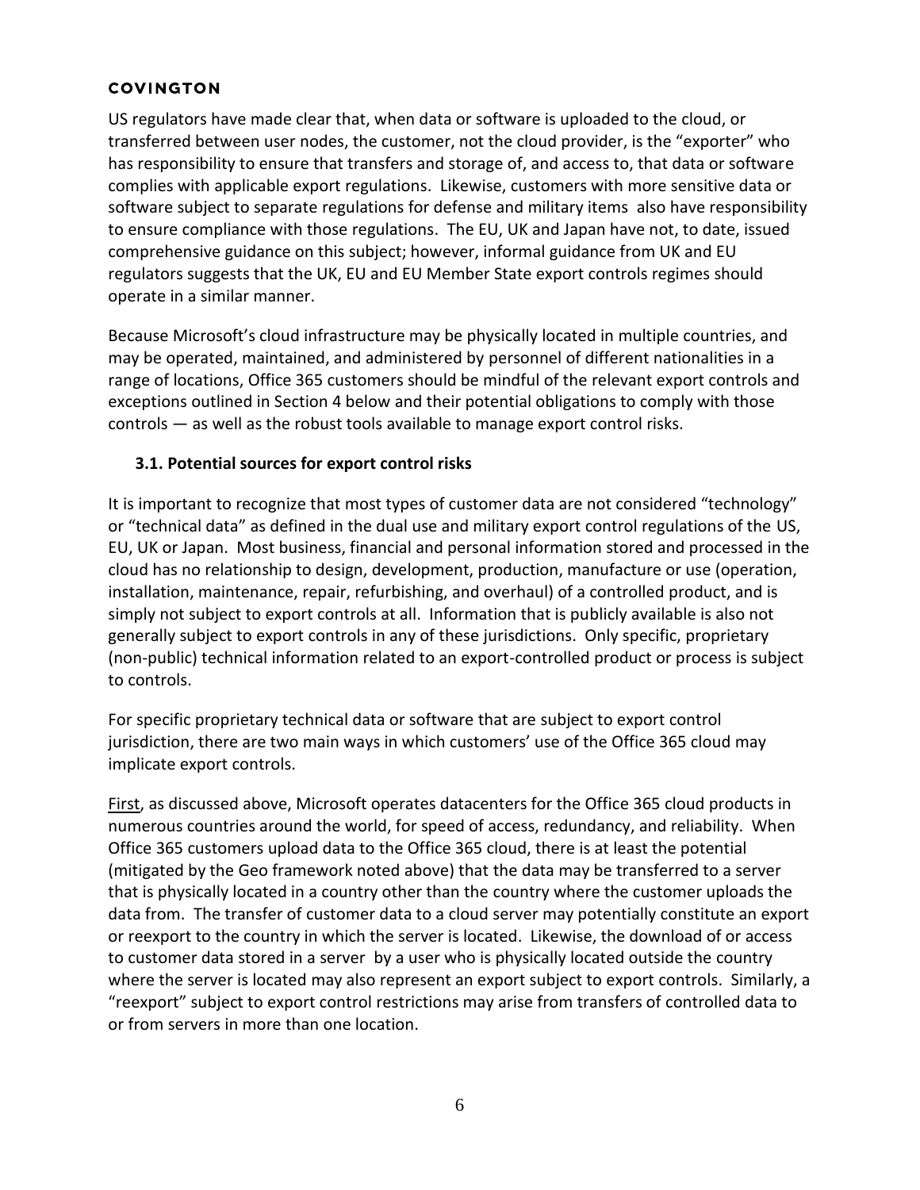US regulators have made clear that, when data or software is uploaded to the cloud, or transferred between user nodes, the customer, not the cloud provider, is the "exporter" who has responsibility to ensure that transfers and storage of, and access to, that data or software complies with applicable export regulations. Likewise, customers with more sensitive data or software subject to separate regulations for defense and military items also have responsibility to ensure compliance with those regulations. The EU, UK and Japan have not, to date, issued comprehensive guidance on this subject; however, informal guidance from UK and EU regulators suggests that the UK, EU and EU Member State export controls regimes should operate in a similar manner.

Because Microsoft's cloud infrastructure may be physically located in multiple countries, and may be operated, maintained, and administered by personnel of different nationalities in a range of locations, Office 365 customers should be mindful of the relevant export controls and exceptions outlined in Section 4 below and their potential obligations to comply with those controls — as well as the robust tools available to manage export control risks.

### 3.1. Potential sources for export control risks

It is important to recognize that most types of customer data are not considered "technology" or "technical data" as defined in the dual use and military export control regulations of the US, EU, UK or Japan. Most business, financial and personal information stored and processed in the cloud has no relationship to design, development, production, manufacture or use (operation, installation, maintenance, repair, refurbishing, and overhaul) of a controlled product, and is simply not subject to export controls at all. Information that is publicly available is also not generally subject to export controls in any of these jurisdictions. Only specific, proprietary (non-public) technical information related to an export-controlled product or process is subject to controls.

For specific proprietary technical data or software that are subject to export control jurisdiction, there are two main ways in which customers' use of the Office 365 cloud may implicate export controls.

<u>First</u>, as discussed above, Microsoft operates datacenters for the Office 365 cloud products in numerous countries around the world, for speed of access, redundancy, and reliability. When Office 365 customers upload data to the Office 365 cloud, there is at least the potential (mitigated by the Geo framework noted above) that the data may be transferred to a server that is physically located in a country other than the country where the customer uploads the data from. The transfer of customer data to a cloud server may potentially constitute an export or reexport to the country in which the server is located. Likewise, the download of or access to customer data stored in a server by a user who is physically located outside the country where the server is located may also represent an export subject to export controls. Similarly, a "reexport" subject to export control restrictions may arise from transfers of controlled data to or from servers in more than one location.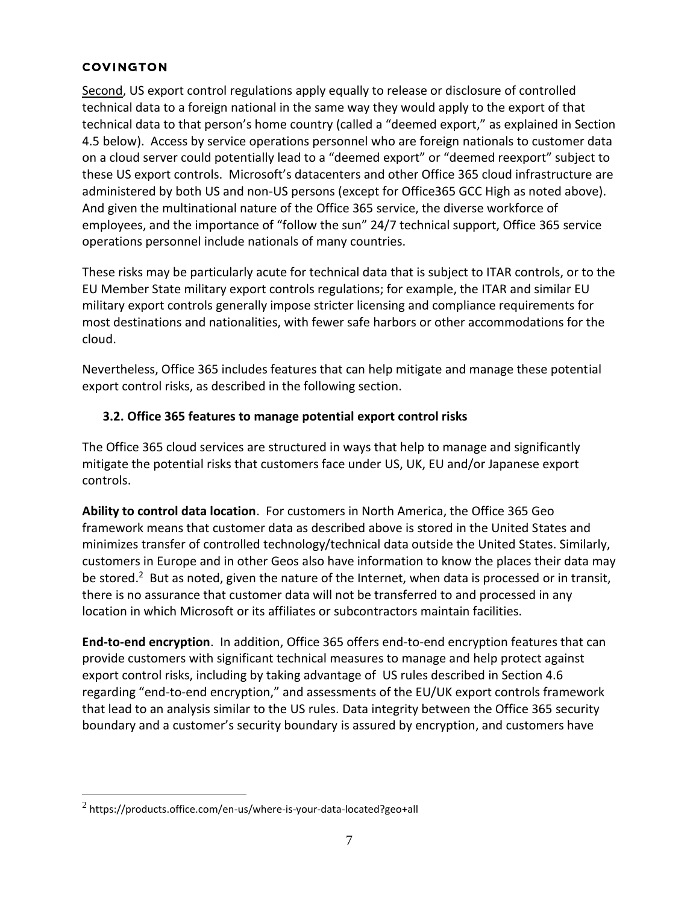Second, US export control regulations apply equally to release or disclosure of controlled technical data to a foreign national in the same way they would apply to the export of that technical data to that person's home country (called a "deemed export," as explained in Section 4.5 below). Access by service operations personnel who are foreign nationals to customer data on a cloud server could potentially lead to a "deemed export" or "deemed reexport" subject to these US export controls. Microsoft's datacenters and other Office 365 cloud infrastructure are administered by both US and non-US persons (except for Office365 GCC High as noted above). And given the multinational nature of the Office 365 service, the diverse workforce of employees, and the importance of "follow the sun" 24/7 technical support, Office 365 service operations personnel include nationals of many countries.

These risks may be particularly acute for technical data that is subject to ITAR controls, or to the EU Member State military export controls regulations; for example, the ITAR and similar EU military export controls generally impose stricter licensing and compliance requirements for most destinations and nationalities, with fewer safe harbors or other accommodations for the cloud.

Nevertheless, Office 365 includes features that can help mitigate and manage these potential export control risks, as described in the following section.

### 3.2. Office 365 features to manage potential export control risks

The Office 365 cloud services are structured in ways that help to manage and significantly mitigate the potential risks that customers face under US, UK, EU and/or Japanese export controls.

**Ability to control data location**. For customers in North America, the Office 365 Geo framework means that customer data as described above is stored in the United States and minimizes transfer of controlled technology/technical data outside the United States. Similarly, customers in Europe and in other Geos also have information to know the places their data may be stored.[2] But as noted, given the nature of the Internet, when data is processed or in transit, there is no assurance that customer data will not be transferred to and processed in any location in which Microsoft or its affiliates or subcontractors maintain facilities.

**End-to-end encryption**. In addition, Office 365 offers end-to-end encryption features that can provide customers with significant technical measures to manage and help protect against export control risks, including by taking advantage of US rules described in Section 4.6 regarding "end-to-end encryption," and assessments of the EU/UK export controls framework that lead to an analysis similar to the US rules. Data integrity between the Office 365 security boundary and a customer's security boundary is assured by encryption, and customers have

---

[2] https://products.office.com/en-us/where-is-your-data-located?geo+all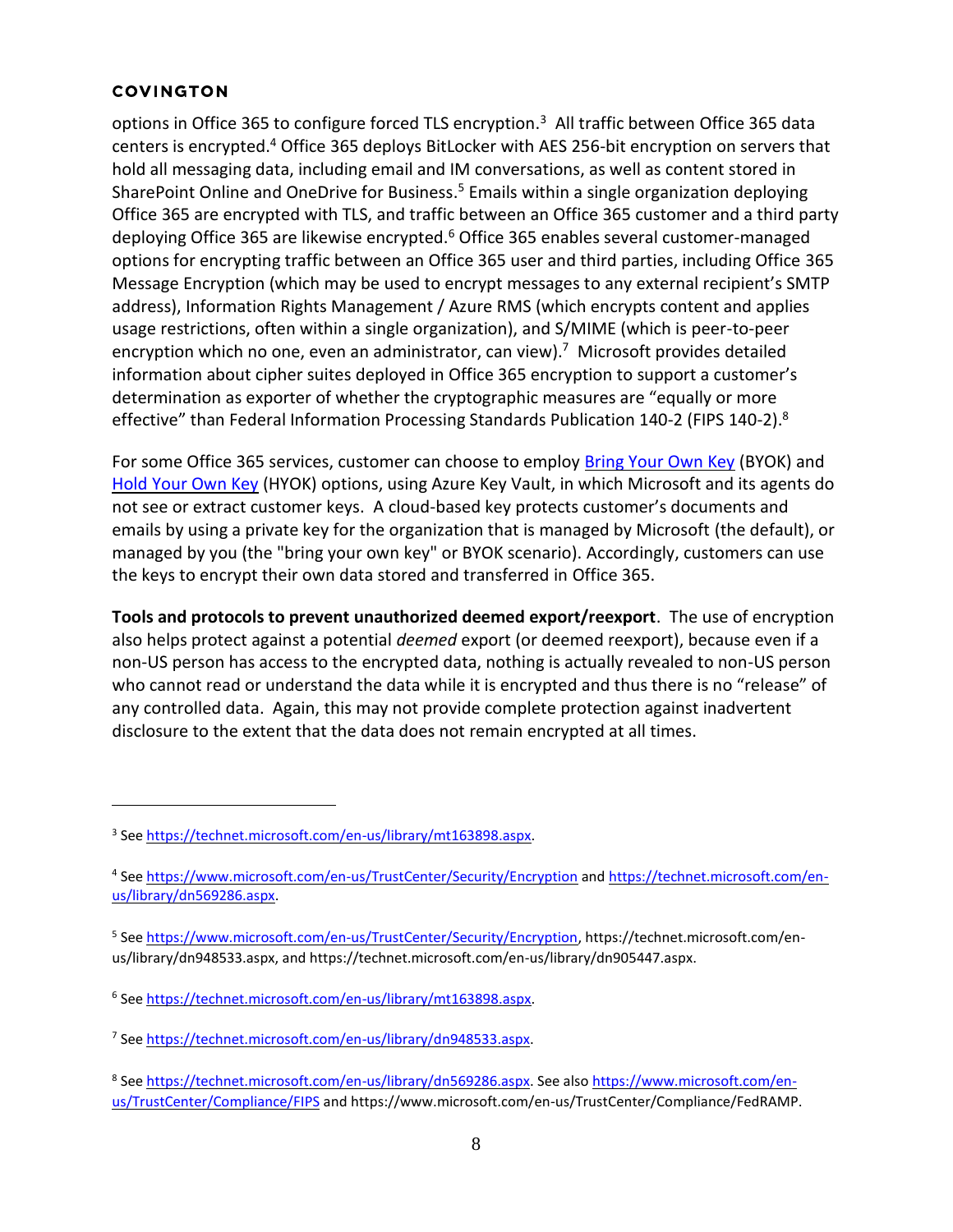options in Office 365 to configure forced TLS encryption.[3] All traffic between Office 365 data centers is encrypted.[4] Office 365 deploys BitLocker with AES 256-bit encryption on servers that hold all messaging data, including email and IM conversations, as well as content stored in SharePoint Online and OneDrive for Business.[5] Emails within a single organization deploying Office 365 are encrypted with TLS, and traffic between an Office 365 customer and a third party deploying Office 365 are likewise encrypted.[6] Office 365 enables several customer-managed options for encrypting traffic between an Office 365 user and third parties, including Office 365 Message Encryption (which may be used to encrypt messages to any external recipient's SMTP address), Information Rights Management / Azure RMS (which encrypts content and applies usage restrictions, often within a single organization), and S/MIME (which is peer-to-peer encryption which no one, even an administrator, can view).[7] Microsoft provides detailed information about cipher suites deployed in Office 365 encryption to support a customer's determination as exporter of whether the cryptographic measures are "equally or more effective" than Federal Information Processing Standards Publication 140-2 (FIPS 140-2).[8]

For some Office 365 services, customer can choose to employ Bring Your Own Key (BYOK) and Hold Your Own Key (HYOK) options, using Azure Key Vault, in which Microsoft and its agents do not see or extract customer keys. A cloud-based key protects customer's documents and emails by using a private key for the organization that is managed by Microsoft (the default), or managed by you (the "bring your own key" or BYOK scenario). Accordingly, customers can use the keys to encrypt their own data stored and transferred in Office 365.

**Tools and protocols to prevent unauthorized deemed export/reexport**. The use of encryption also helps protect against a potential *deemed* export (or deemed reexport), because even if a non-US person has access to the encrypted data, nothing is actually revealed to non-US person who cannot read or understand the data while it is encrypted and thus there is no "release" of any controlled data. Again, this may not provide complete protection against inadvertent disclosure to the extent that the data does not remain encrypted at all times.

---

[3] See https://technet.microsoft.com/en-us/library/mt163898.aspx.

[4] See https://www.microsoft.com/en-us/TrustCenter/Security/Encryption and https://technet.microsoft.com/en-us/library/dn569286.aspx.

[5] See https://www.microsoft.com/en-us/TrustCenter/Security/Encryption, https://technet.microsoft.com/en-us/library/dn948533.aspx, and https://technet.microsoft.com/en-us/library/dn905447.aspx.

[6] See https://technet.microsoft.com/en-us/library/mt163898.aspx.

[7] See https://technet.microsoft.com/en-us/library/dn948533.aspx.

[8] See https://technet.microsoft.com/en-us/library/dn569286.aspx. See also https://www.microsoft.com/en-us/TrustCenter/Compliance/FIPS and https://www.microsoft.com/en-us/TrustCenter/Compliance/FedRAMP.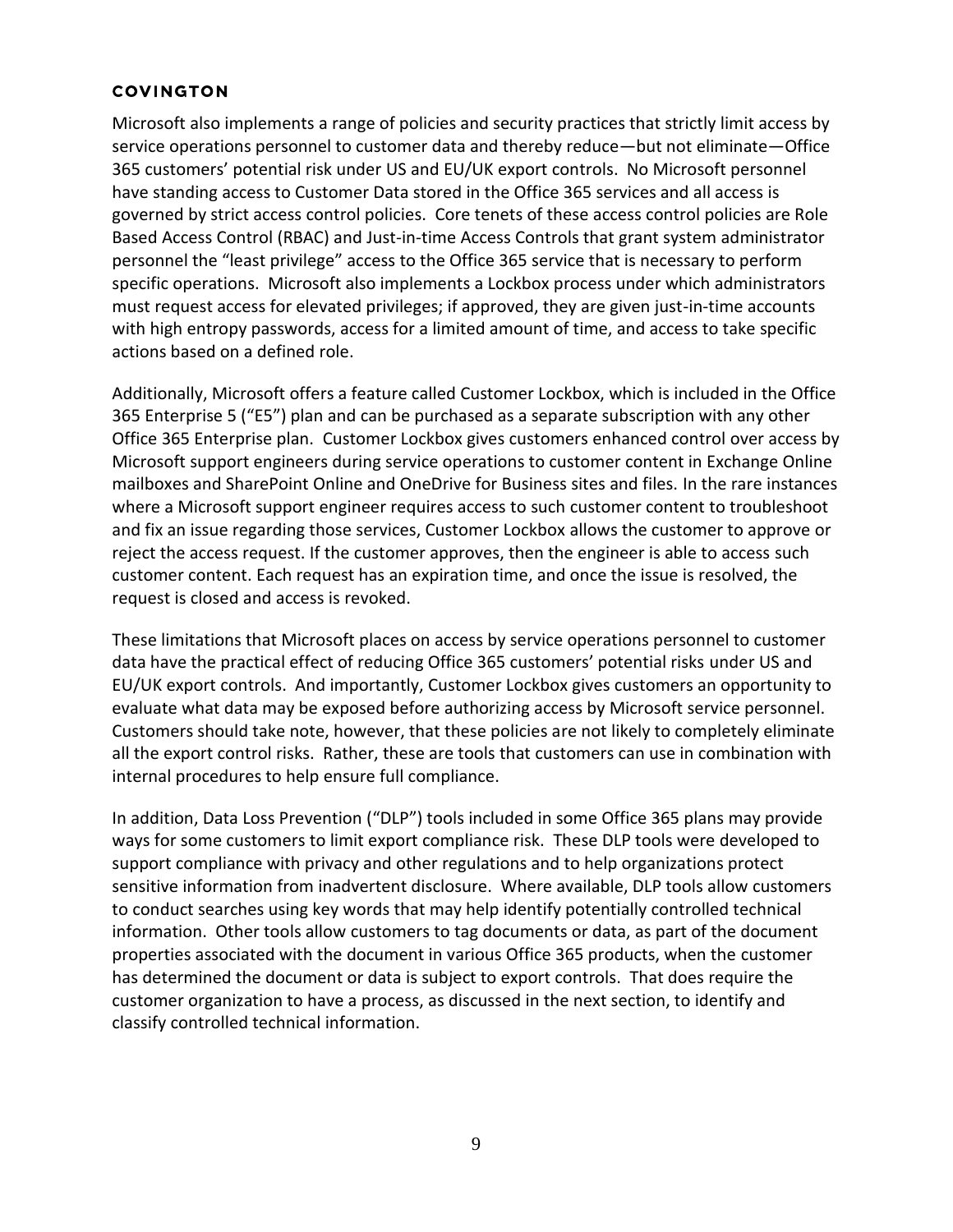Microsoft also implements a range of policies and security practices that strictly limit access by service operations personnel to customer data and thereby reduce—but not eliminate—Office 365 customers' potential risk under US and EU/UK export controls. No Microsoft personnel have standing access to Customer Data stored in the Office 365 services and all access is governed by strict access control policies. Core tenets of these access control policies are Role Based Access Control (RBAC) and Just-in-time Access Controls that grant system administrator personnel the "least privilege" access to the Office 365 service that is necessary to perform specific operations. Microsoft also implements a Lockbox process under which administrators must request access for elevated privileges; if approved, they are given just-in-time accounts with high entropy passwords, access for a limited amount of time, and access to take specific actions based on a defined role.

Additionally, Microsoft offers a feature called Customer Lockbox, which is included in the Office 365 Enterprise 5 ("E5") plan and can be purchased as a separate subscription with any other Office 365 Enterprise plan. Customer Lockbox gives customers enhanced control over access by Microsoft support engineers during service operations to customer content in Exchange Online mailboxes and SharePoint Online and OneDrive for Business sites and files. In the rare instances where a Microsoft support engineer requires access to such customer content to troubleshoot and fix an issue regarding those services, Customer Lockbox allows the customer to approve or reject the access request. If the customer approves, then the engineer is able to access such customer content. Each request has an expiration time, and once the issue is resolved, the request is closed and access is revoked.

These limitations that Microsoft places on access by service operations personnel to customer data have the practical effect of reducing Office 365 customers' potential risks under US and EU/UK export controls. And importantly, Customer Lockbox gives customers an opportunity to evaluate what data may be exposed before authorizing access by Microsoft service personnel. Customers should take note, however, that these policies are not likely to completely eliminate all the export control risks. Rather, these are tools that customers can use in combination with internal procedures to help ensure full compliance.

In addition, Data Loss Prevention ("DLP") tools included in some Office 365 plans may provide ways for some customers to limit export compliance risk. These DLP tools were developed to support compliance with privacy and other regulations and to help organizations protect sensitive information from inadvertent disclosure. Where available, DLP tools allow customers to conduct searches using key words that may help identify potentially controlled technical information. Other tools allow customers to tag documents or data, as part of the document properties associated with the document in various Office 365 products, when the customer has determined the document or data is subject to export controls. That does require the customer organization to have a process, as discussed in the next section, to identify and classify controlled technical information.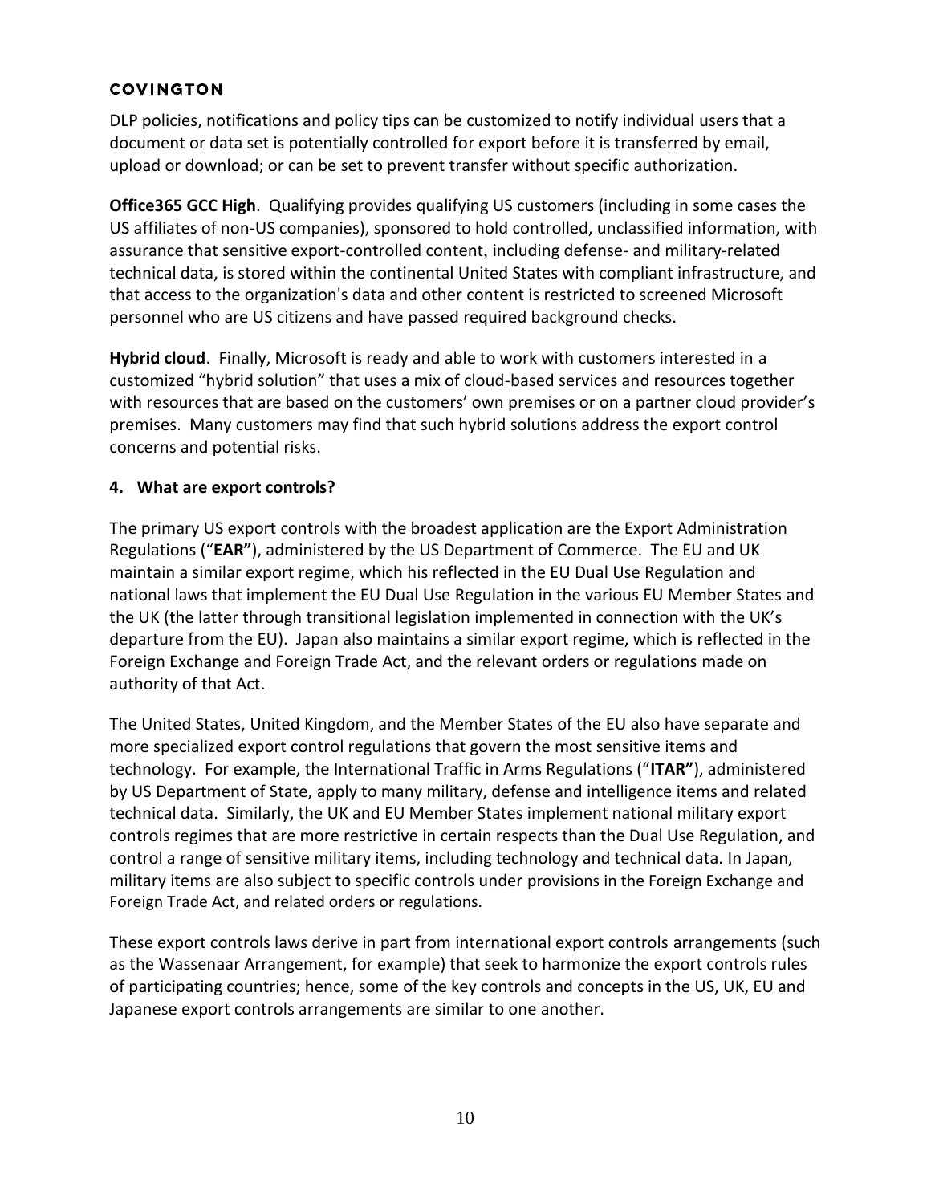DLP policies, notifications and policy tips can be customized to notify individual users that a document or data set is potentially controlled for export before it is transferred by email, upload or download; or can be set to prevent transfer without specific authorization.

**Office365 GCC High**. Qualifying provides qualifying US customers (including in some cases the US affiliates of non-US companies), sponsored to hold controlled, unclassified information, with assurance that sensitive export-controlled content, including defense- and military-related technical data, is stored within the continental United States with compliant infrastructure, and that access to the organization's data and other content is restricted to screened Microsoft personnel who are US citizens and have passed required background checks.

**Hybrid cloud**. Finally, Microsoft is ready and able to work with customers interested in a customized "hybrid solution" that uses a mix of cloud-based services and resources together with resources that are based on the customers' own premises or on a partner cloud provider's premises. Many customers may find that such hybrid solutions address the export control concerns and potential risks.

### 4. What are export controls?

The primary US export controls with the broadest application are the Export Administration Regulations ("**EAR"**), administered by the US Department of Commerce. The EU and UK maintain a similar export regime, which his reflected in the EU Dual Use Regulation and national laws that implement the EU Dual Use Regulation in the various EU Member States and the UK (the latter through transitional legislation implemented in connection with the UK's departure from the EU). Japan also maintains a similar export regime, which is reflected in the Foreign Exchange and Foreign Trade Act, and the relevant orders or regulations made on authority of that Act.

The United States, United Kingdom, and the Member States of the EU also have separate and more specialized export control regulations that govern the most sensitive items and technology. For example, the International Traffic in Arms Regulations ("**ITAR"**), administered by US Department of State, apply to many military, defense and intelligence items and related technical data. Similarly, the UK and EU Member States implement national military export controls regimes that are more restrictive in certain respects than the Dual Use Regulation, and control a range of sensitive military items, including technology and technical data. In Japan, military items are also subject to specific controls under provisions in the Foreign Exchange and Foreign Trade Act, and related orders or regulations.

These export controls laws derive in part from international export controls arrangements (such as the Wassenaar Arrangement, for example) that seek to harmonize the export controls rules of participating countries; hence, some of the key controls and concepts in the US, UK, EU and Japanese export controls arrangements are similar to one another.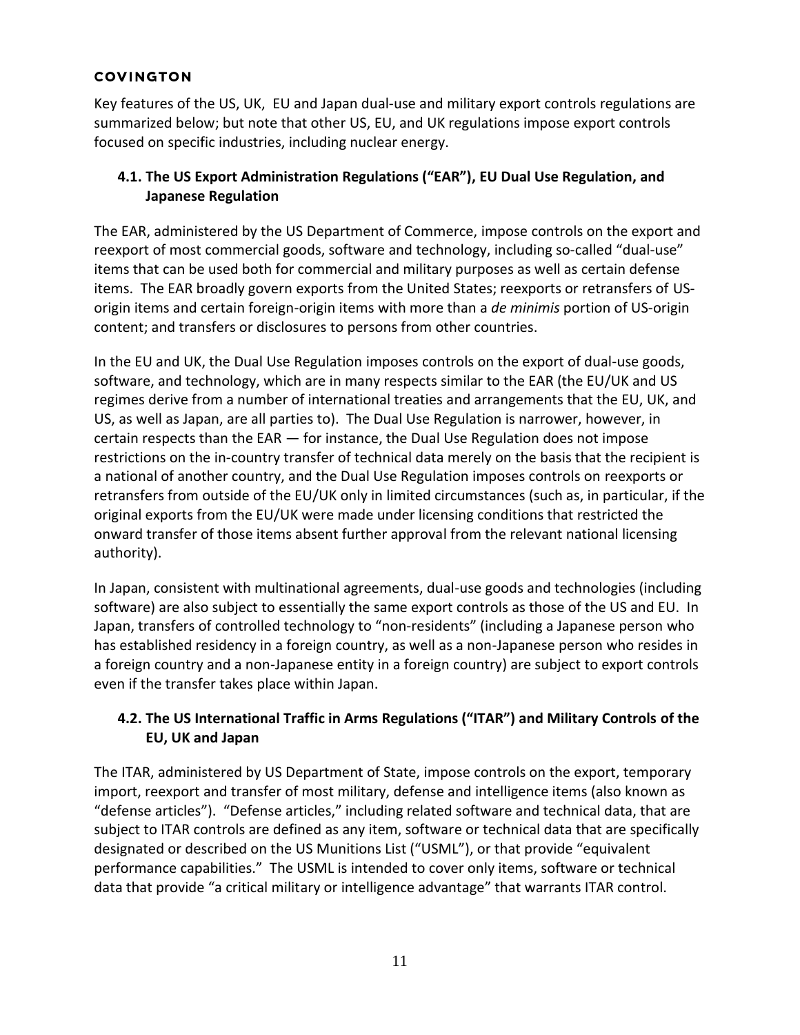Key features of the US, UK, EU and Japan dual-use and military export controls regulations are summarized below; but note that other US, EU, and UK regulations impose export controls focused on specific industries, including nuclear energy.

### 4.1. The US Export Administration Regulations ("EAR"), EU Dual Use Regulation, and Japanese Regulation

The EAR, administered by the US Department of Commerce, impose controls on the export and reexport of most commercial goods, software and technology, including so-called "dual-use" items that can be used both for commercial and military purposes as well as certain defense items. The EAR broadly govern exports from the United States; reexports or retransfers of US-origin items and certain foreign-origin items with more than a *de minimis* portion of US-origin content; and transfers or disclosures to persons from other countries.

In the EU and UK, the Dual Use Regulation imposes controls on the export of dual-use goods, software, and technology, which are in many respects similar to the EAR (the EU/UK and US regimes derive from a number of international treaties and arrangements that the EU, UK, and US, as well as Japan, are all parties to). The Dual Use Regulation is narrower, however, in certain respects than the EAR — for instance, the Dual Use Regulation does not impose restrictions on the in-country transfer of technical data merely on the basis that the recipient is a national of another country, and the Dual Use Regulation imposes controls on reexports or retransfers from outside of the EU/UK only in limited circumstances (such as, in particular, if the original exports from the EU/UK were made under licensing conditions that restricted the onward transfer of those items absent further approval from the relevant national licensing authority).

In Japan, consistent with multinational agreements, dual-use goods and technologies (including software) are also subject to essentially the same export controls as those of the US and EU. In Japan, transfers of controlled technology to "non-residents" (including a Japanese person who has established residency in a foreign country, as well as a non-Japanese person who resides in a foreign country and a non-Japanese entity in a foreign country) are subject to export controls even if the transfer takes place within Japan.

### 4.2. The US International Traffic in Arms Regulations ("ITAR") and Military Controls of the EU, UK and Japan

The ITAR, administered by US Department of State, impose controls on the export, temporary import, reexport and transfer of most military, defense and intelligence items (also known as "defense articles"). "Defense articles," including related software and technical data, that are subject to ITAR controls are defined as any item, software or technical data that are specifically designated or described on the US Munitions List ("USML"), or that provide "equivalent performance capabilities." The USML is intended to cover only items, software or technical data that provide "a critical military or intelligence advantage" that warrants ITAR control.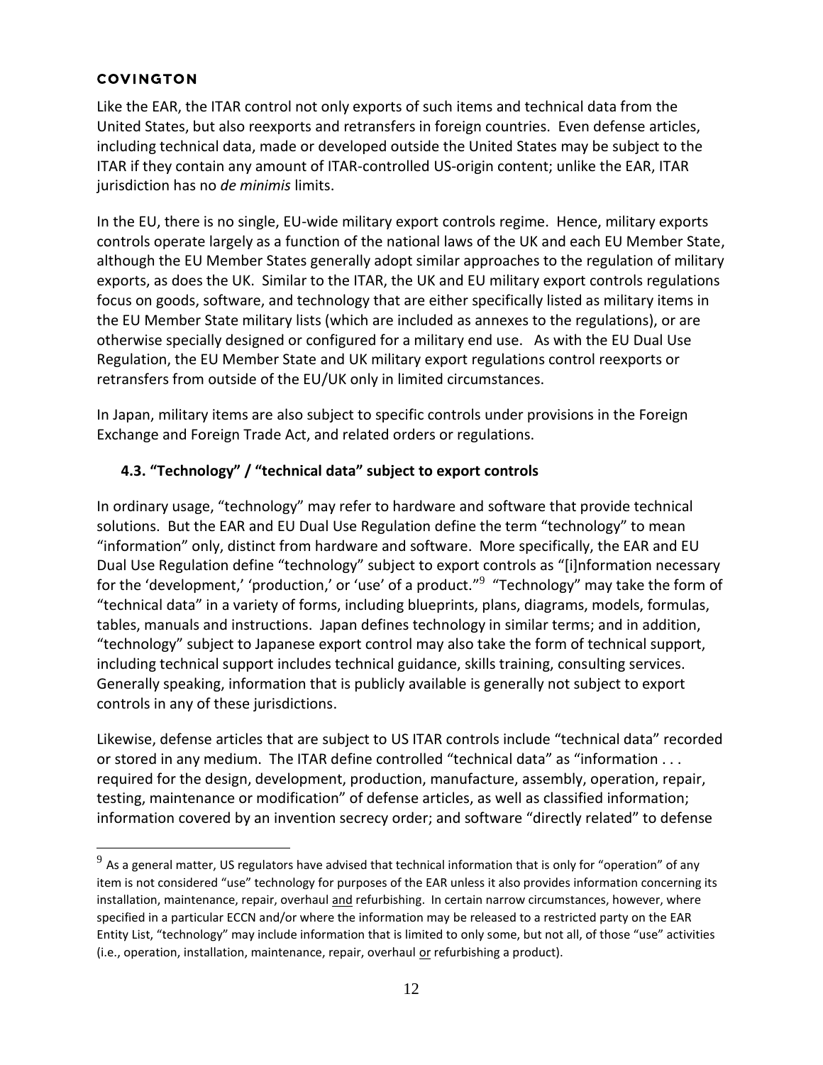Like the EAR, the ITAR control not only exports of such items and technical data from the United States, but also reexports and retransfers in foreign countries. Even defense articles, including technical data, made or developed outside the United States may be subject to the ITAR if they contain any amount of ITAR-controlled US-origin content; unlike the EAR, ITAR jurisdiction has no *de minimis* limits.

In the EU, there is no single, EU-wide military export controls regime. Hence, military exports controls operate largely as a function of the national laws of the UK and each EU Member State, although the EU Member States generally adopt similar approaches to the regulation of military exports, as does the UK. Similar to the ITAR, the UK and EU military export controls regulations focus on goods, software, and technology that are either specifically listed as military items in the EU Member State military lists (which are included as annexes to the regulations), or are otherwise specially designed or configured for a military end use. As with the EU Dual Use Regulation, the EU Member State and UK military export regulations control reexports or retransfers from outside of the EU/UK only in limited circumstances.

In Japan, military items are also subject to specific controls under provisions in the Foreign Exchange and Foreign Trade Act, and related orders or regulations.

### 4.3. "Technology" / "technical data" subject to export controls

In ordinary usage, "technology" may refer to hardware and software that provide technical solutions. But the EAR and EU Dual Use Regulation define the term "technology" to mean "information" only, distinct from hardware and software. More specifically, the EAR and EU Dual Use Regulation define "technology" subject to export controls as "[i]nformation necessary for the 'development,' 'production,' or 'use' of a product."[9] "Technology" may take the form of "technical data" in a variety of forms, including blueprints, plans, diagrams, models, formulas, tables, manuals and instructions. Japan defines technology in similar terms; and in addition, "technology" subject to Japanese export control may also take the form of technical support, including technical support includes technical guidance, skills training, consulting services. Generally speaking, information that is publicly available is generally not subject to export controls in any of these jurisdictions.

Likewise, defense articles that are subject to US ITAR controls include "technical data" recorded or stored in any medium. The ITAR define controlled "technical data" as "information . . . required for the design, development, production, manufacture, assembly, operation, repair, testing, maintenance or modification" of defense articles, as well as classified information; information covered by an invention secrecy order; and software "directly related" to defense

---

[9] As a general matter, US regulators have advised that technical information that is only for "operation" of any item is not considered "use" technology for purposes of the EAR unless it also provides information concerning its installation, maintenance, repair, overhaul and refurbishing. In certain narrow circumstances, however, where specified in a particular ECCN and/or where the information may be released to a restricted party on the EAR Entity List, "technology" may include information that is limited to only some, but not all, of those "use" activities (i.e., operation, installation, maintenance, repair, overhaul or refurbishing a product).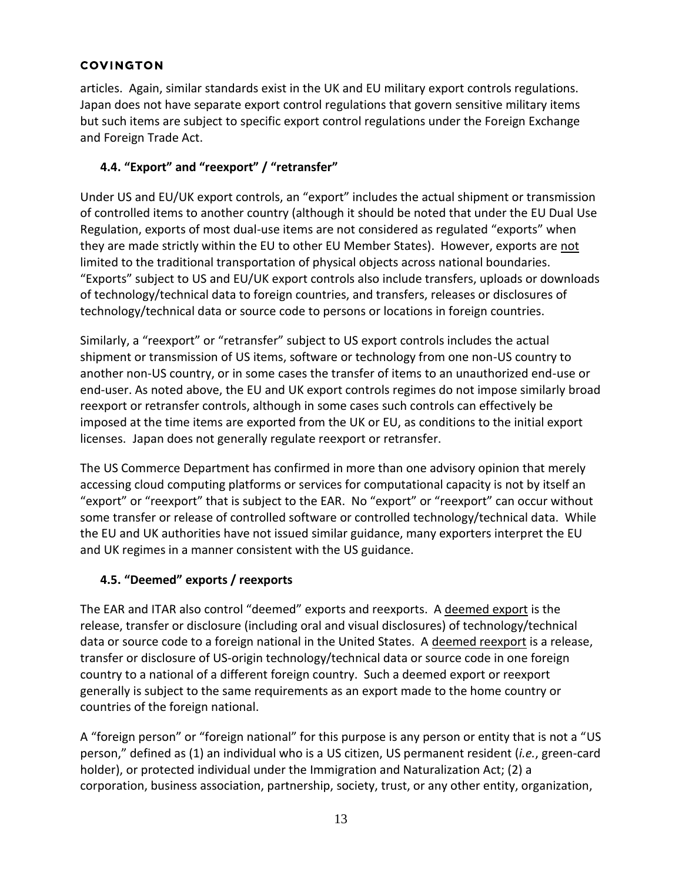articles. Again, similar standards exist in the UK and EU military export controls regulations. Japan does not have separate export control regulations that govern sensitive military items but such items are subject to specific export control regulations under the Foreign Exchange and Foreign Trade Act.

### 4.4. "Export" and "reexport" / "retransfer"

Under US and EU/UK export controls, an "export" includes the actual shipment or transmission of controlled items to another country (although it should be noted that under the EU Dual Use Regulation, exports of most dual-use items are not considered as regulated "exports" when they are made strictly within the EU to other EU Member States). However, exports are not limited to the traditional transportation of physical objects across national boundaries. "Exports" subject to US and EU/UK export controls also include transfers, uploads or downloads of technology/technical data to foreign countries, and transfers, releases or disclosures of technology/technical data or source code to persons or locations in foreign countries.

Similarly, a "reexport" or "retransfer" subject to US export controls includes the actual shipment or transmission of US items, software or technology from one non-US country to another non-US country, or in some cases the transfer of items to an unauthorized end-use or end-user. As noted above, the EU and UK export controls regimes do not impose similarly broad reexport or retransfer controls, although in some cases such controls can effectively be imposed at the time items are exported from the UK or EU, as conditions to the initial export licenses. Japan does not generally regulate reexport or retransfer.

The US Commerce Department has confirmed in more than one advisory opinion that merely accessing cloud computing platforms or services for computational capacity is not by itself an "export" or "reexport" that is subject to the EAR. No "export" or "reexport" can occur without some transfer or release of controlled software or controlled technology/technical data. While the EU and UK authorities have not issued similar guidance, many exporters interpret the EU and UK regimes in a manner consistent with the US guidance.

### 4.5. "Deemed" exports / reexports

The EAR and ITAR also control "deemed" exports and reexports. A deemed export is the release, transfer or disclosure (including oral and visual disclosures) of technology/technical data or source code to a foreign national in the United States. A deemed reexport is a release, transfer or disclosure of US-origin technology/technical data or source code in one foreign country to a national of a different foreign country. Such a deemed export or reexport generally is subject to the same requirements as an export made to the home country or countries of the foreign national.

A "foreign person" or "foreign national" for this purpose is any person or entity that is not a "US person," defined as (1) an individual who is a US citizen, US permanent resident (*i.e.*, green-card holder), or protected individual under the Immigration and Naturalization Act; (2) a corporation, business association, partnership, society, trust, or any other entity, organization,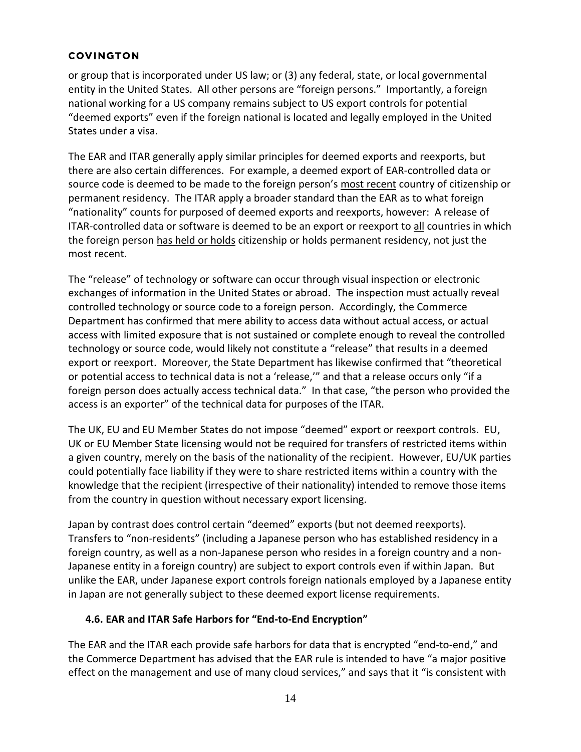or group that is incorporated under US law; or (3) any federal, state, or local governmental entity in the United States. All other persons are "foreign persons." Importantly, a foreign national working for a US company remains subject to US export controls for potential "deemed exports" even if the foreign national is located and legally employed in the United States under a visa.

The EAR and ITAR generally apply similar principles for deemed exports and reexports, but there are also certain differences. For example, a deemed export of EAR-controlled data or source code is deemed to be made to the foreign person's most recent country of citizenship or permanent residency. The ITAR apply a broader standard than the EAR as to what foreign "nationality" counts for purposed of deemed exports and reexports, however: A release of ITAR-controlled data or software is deemed to be an export or reexport to all countries in which the foreign person has held or holds citizenship or holds permanent residency, not just the most recent.

The "release" of technology or software can occur through visual inspection or electronic exchanges of information in the United States or abroad. The inspection must actually reveal controlled technology or source code to a foreign person. Accordingly, the Commerce Department has confirmed that mere ability to access data without actual access, or actual access with limited exposure that is not sustained or complete enough to reveal the controlled technology or source code, would likely not constitute a "release" that results in a deemed export or reexport. Moreover, the State Department has likewise confirmed that "theoretical or potential access to technical data is not a 'release,'" and that a release occurs only "if a foreign person does actually access technical data." In that case, "the person who provided the access is an exporter" of the technical data for purposes of the ITAR.

The UK, EU and EU Member States do not impose "deemed" export or reexport controls. EU, UK or EU Member State licensing would not be required for transfers of restricted items within a given country, merely on the basis of the nationality of the recipient. However, EU/UK parties could potentially face liability if they were to share restricted items within a country with the knowledge that the recipient (irrespective of their nationality) intended to remove those items from the country in question without necessary export licensing.

Japan by contrast does control certain "deemed" exports (but not deemed reexports). Transfers to "non-residents" (including a Japanese person who has established residency in a foreign country, as well as a non-Japanese person who resides in a foreign country and a non-Japanese entity in a foreign country) are subject to export controls even if within Japan. But unlike the EAR, under Japanese export controls foreign nationals employed by a Japanese entity in Japan are not generally subject to these deemed export license requirements.

### 4.6. EAR and ITAR Safe Harbors for "End-to-End Encryption"

The EAR and the ITAR each provide safe harbors for data that is encrypted "end-to-end," and the Commerce Department has advised that the EAR rule is intended to have "a major positive effect on the management and use of many cloud services," and says that it "is consistent with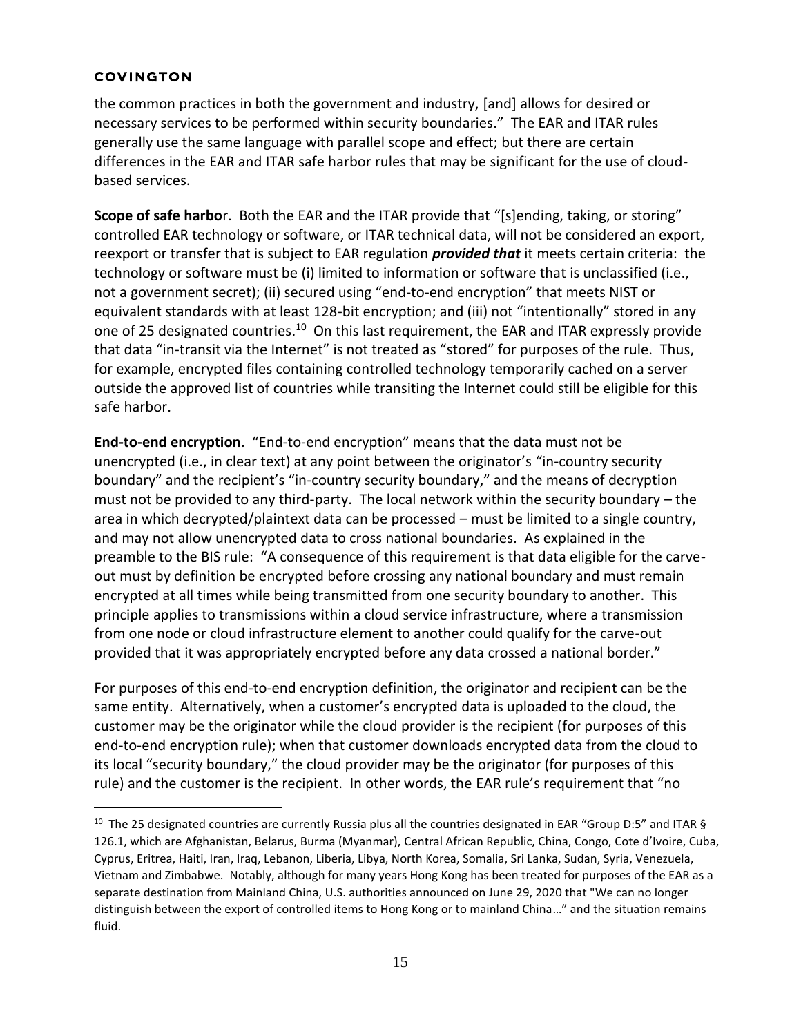the common practices in both the government and industry, [and] allows for desired or necessary services to be performed within security boundaries." The EAR and ITAR rules generally use the same language with parallel scope and effect; but there are certain differences in the EAR and ITAR safe harbor rules that may be significant for the use of cloud-based services.

**Scope of safe harbor**. Both the EAR and the ITAR provide that "[s]ending, taking, or storing" controlled EAR technology or software, or ITAR technical data, will not be considered an export, reexport or transfer that is subject to EAR regulation ***provided that*** it meets certain criteria: the technology or software must be (i) limited to information or software that is unclassified (i.e., not a government secret); (ii) secured using "end-to-end encryption" that meets NIST or equivalent standards with at least 128-bit encryption; and (iii) not "intentionally" stored in any one of 25 designated countries.[10] On this last requirement, the EAR and ITAR expressly provide that data "in-transit via the Internet" is not treated as "stored" for purposes of the rule. Thus, for example, encrypted files containing controlled technology temporarily cached on a server outside the approved list of countries while transiting the Internet could still be eligible for this safe harbor.

**End-to-end encryption**. "End-to-end encryption" means that the data must not be unencrypted (i.e., in clear text) at any point between the originator's "in-country security boundary" and the recipient's "in-country security boundary," and the means of decryption must not be provided to any third-party. The local network within the security boundary – the area in which decrypted/plaintext data can be processed – must be limited to a single country, and may not allow unencrypted data to cross national boundaries. As explained in the preamble to the BIS rule: "A consequence of this requirement is that data eligible for the carve-out must by definition be encrypted before crossing any national boundary and must remain encrypted at all times while being transmitted from one security boundary to another. This principle applies to transmissions within a cloud service infrastructure, where a transmission from one node or cloud infrastructure element to another could qualify for the carve-out provided that it was appropriately encrypted before any data crossed a national border."

For purposes of this end-to-end encryption definition, the originator and recipient can be the same entity. Alternatively, when a customer's encrypted data is uploaded to the cloud, the customer may be the originator while the cloud provider is the recipient (for purposes of this end-to-end encryption rule); when that customer downloads encrypted data from the cloud to its local "security boundary," the cloud provider may be the originator (for purposes of this rule) and the customer is the recipient. In other words, the EAR rule's requirement that "no

[10] The 25 designated countries are currently Russia plus all the countries designated in EAR "Group D:5" and ITAR § 126.1, which are Afghanistan, Belarus, Burma (Myanmar), Central African Republic, China, Congo, Cote d'Ivoire, Cuba, Cyprus, Eritrea, Haiti, Iran, Iraq, Lebanon, Liberia, Libya, North Korea, Somalia, Sri Lanka, Sudan, Syria, Venezuela, Vietnam and Zimbabwe. Notably, although for many years Hong Kong has been treated for purposes of the EAR as a separate destination from Mainland China, U.S. authorities announced on June 29, 2020 that "We can no longer distinguish between the export of controlled items to Hong Kong or to mainland China…" and the situation remains fluid.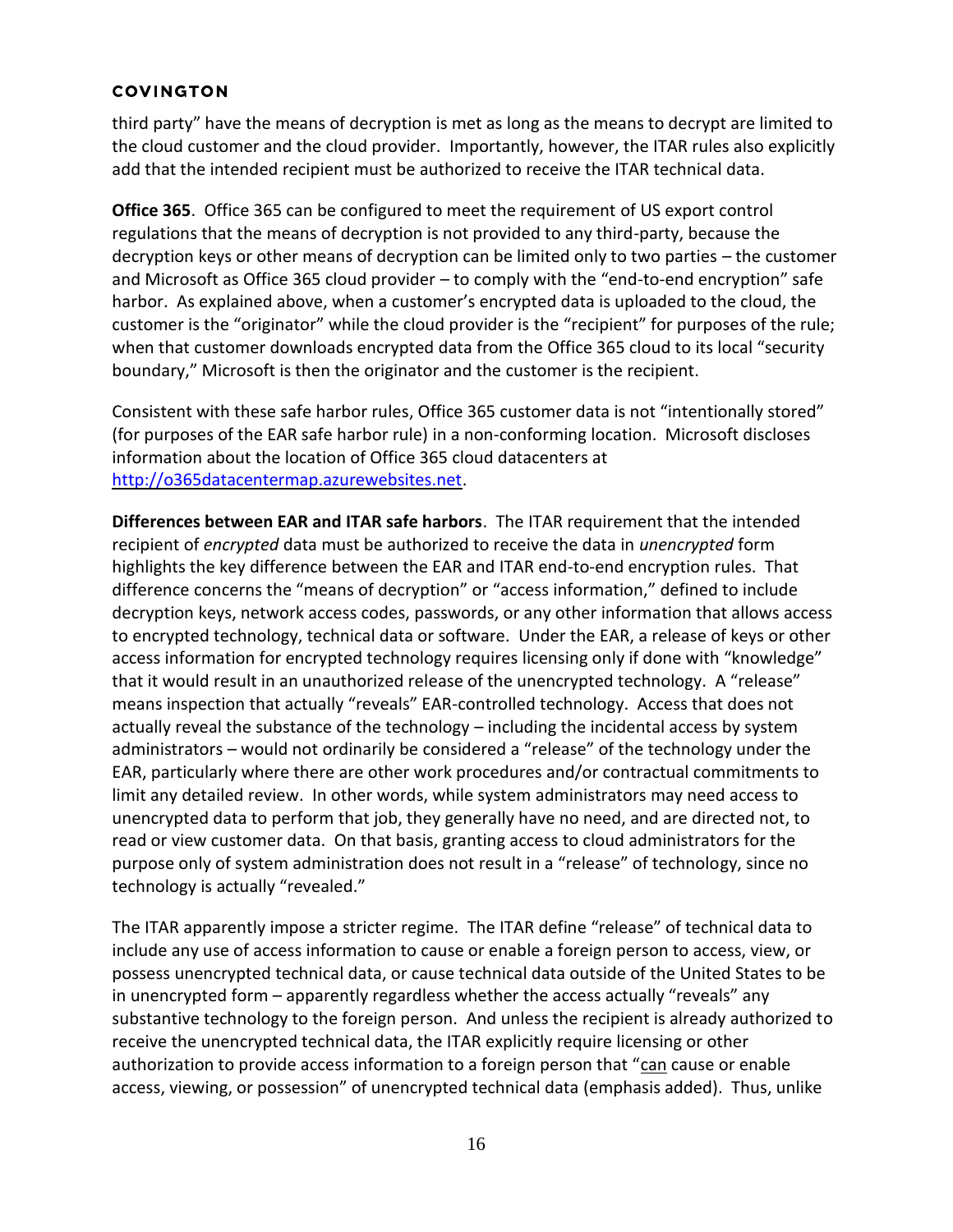third party" have the means of decryption is met as long as the means to decrypt are limited to the cloud customer and the cloud provider. Importantly, however, the ITAR rules also explicitly add that the intended recipient must be authorized to receive the ITAR technical data.

**Office 365**. Office 365 can be configured to meet the requirement of US export control regulations that the means of decryption is not provided to any third-party, because the decryption keys or other means of decryption can be limited only to two parties – the customer and Microsoft as Office 365 cloud provider – to comply with the "end-to-end encryption" safe harbor. As explained above, when a customer's encrypted data is uploaded to the cloud, the customer is the "originator" while the cloud provider is the "recipient" for purposes of the rule; when that customer downloads encrypted data from the Office 365 cloud to its local "security boundary," Microsoft is then the originator and the customer is the recipient.

Consistent with these safe harbor rules, Office 365 customer data is not "intentionally stored" (for purposes of the EAR safe harbor rule) in a non-conforming location. Microsoft discloses information about the location of Office 365 cloud datacenters at [http://o365datacentermap.azurewebsites.net](http://o365datacentermap.azurewebsites.net).

**Differences between EAR and ITAR safe harbors**. The ITAR requirement that the intended recipient of *encrypted* data must be authorized to receive the data in *unencrypted* form highlights the key difference between the EAR and ITAR end-to-end encryption rules. That difference concerns the "means of decryption" or "access information," defined to include decryption keys, network access codes, passwords, or any other information that allows access to encrypted technology, technical data or software. Under the EAR, a release of keys or other access information for encrypted technology requires licensing only if done with "knowledge" that it would result in an unauthorized release of the unencrypted technology. A "release" means inspection that actually "reveals" EAR-controlled technology. Access that does not actually reveal the substance of the technology – including the incidental access by system administrators – would not ordinarily be considered a "release" of the technology under the EAR, particularly where there are other work procedures and/or contractual commitments to limit any detailed review. In other words, while system administrators may need access to unencrypted data to perform that job, they generally have no need, and are directed not, to read or view customer data. On that basis, granting access to cloud administrators for the purpose only of system administration does not result in a "release" of technology, since no technology is actually "revealed."

The ITAR apparently impose a stricter regime. The ITAR define "release" of technical data to include any use of access information to cause or enable a foreign person to access, view, or possess unencrypted technical data, or cause technical data outside of the United States to be in unencrypted form – apparently regardless whether the access actually "reveals" any substantive technology to the foreign person. And unless the recipient is already authorized to receive the unencrypted technical data, the ITAR explicitly require licensing or other authorization to provide access information to a foreign person that "<u>can</u> cause or enable access, viewing, or possession" of unencrypted technical data (emphasis added). Thus, unlike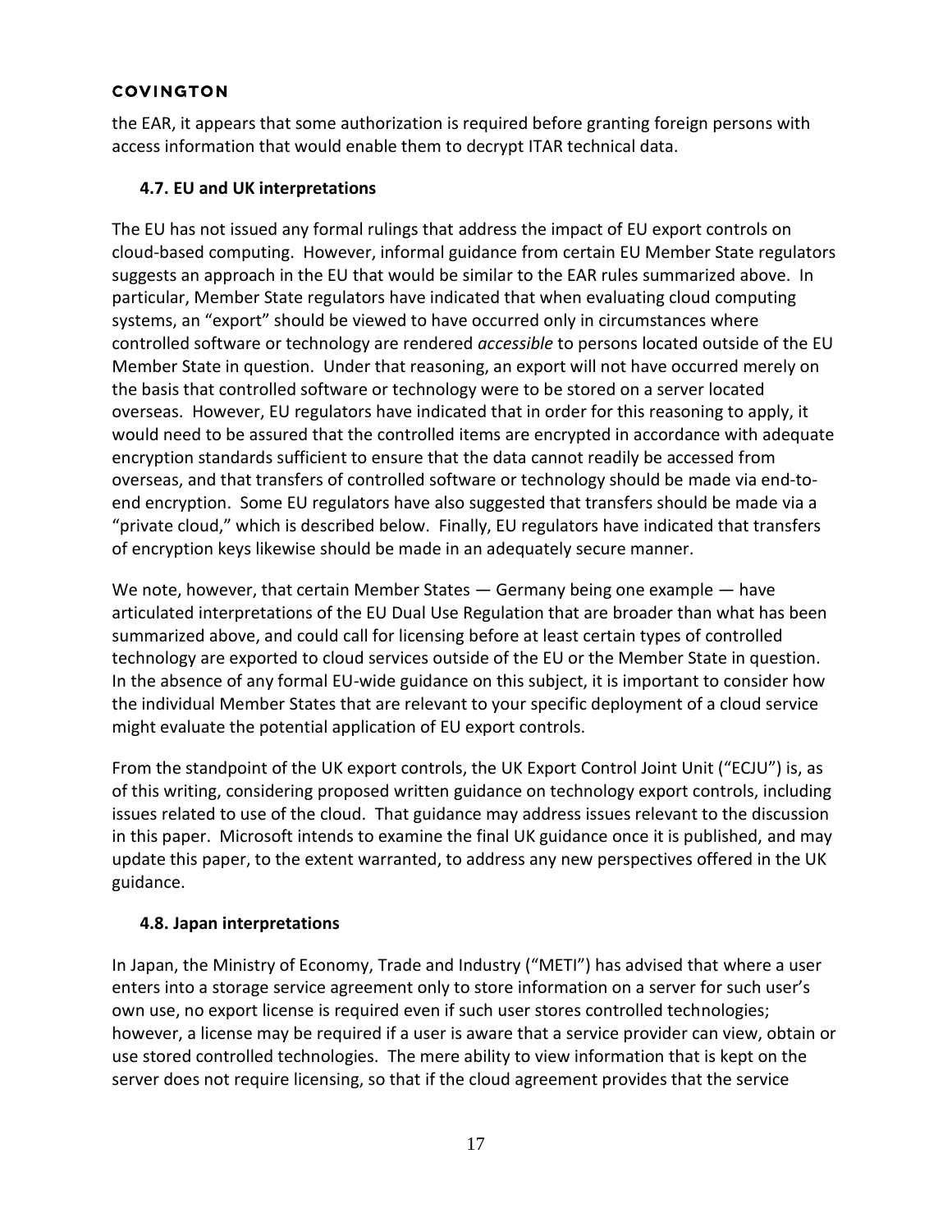the EAR, it appears that some authorization is required before granting foreign persons with access information that would enable them to decrypt ITAR technical data.

### 4.7. EU and UK interpretations

The EU has not issued any formal rulings that address the impact of EU export controls on cloud-based computing. However, informal guidance from certain EU Member State regulators suggests an approach in the EU that would be similar to the EAR rules summarized above. In particular, Member State regulators have indicated that when evaluating cloud computing systems, an "export" should be viewed to have occurred only in circumstances where controlled software or technology are rendered *accessible* to persons located outside of the EU Member State in question. Under that reasoning, an export will not have occurred merely on the basis that controlled software or technology were to be stored on a server located overseas. However, EU regulators have indicated that in order for this reasoning to apply, it would need to be assured that the controlled items are encrypted in accordance with adequate encryption standards sufficient to ensure that the data cannot readily be accessed from overseas, and that transfers of controlled software or technology should be made via end-to-end encryption. Some EU regulators have also suggested that transfers should be made via a "private cloud," which is described below. Finally, EU regulators have indicated that transfers of encryption keys likewise should be made in an adequately secure manner.

We note, however, that certain Member States — Germany being one example — have articulated interpretations of the EU Dual Use Regulation that are broader than what has been summarized above, and could call for licensing before at least certain types of controlled technology are exported to cloud services outside of the EU or the Member State in question. In the absence of any formal EU-wide guidance on this subject, it is important to consider how the individual Member States that are relevant to your specific deployment of a cloud service might evaluate the potential application of EU export controls.

From the standpoint of the UK export controls, the UK Export Control Joint Unit ("ECJU") is, as of this writing, considering proposed written guidance on technology export controls, including issues related to use of the cloud. That guidance may address issues relevant to the discussion in this paper. Microsoft intends to examine the final UK guidance once it is published, and may update this paper, to the extent warranted, to address any new perspectives offered in the UK guidance.

### 4.8. Japan interpretations

In Japan, the Ministry of Economy, Trade and Industry ("METI") has advised that where a user enters into a storage service agreement only to store information on a server for such user's own use, no export license is required even if such user stores controlled technologies; however, a license may be required if a user is aware that a service provider can view, obtain or use stored controlled technologies. The mere ability to view information that is kept on the server does not require licensing, so that if the cloud agreement provides that the service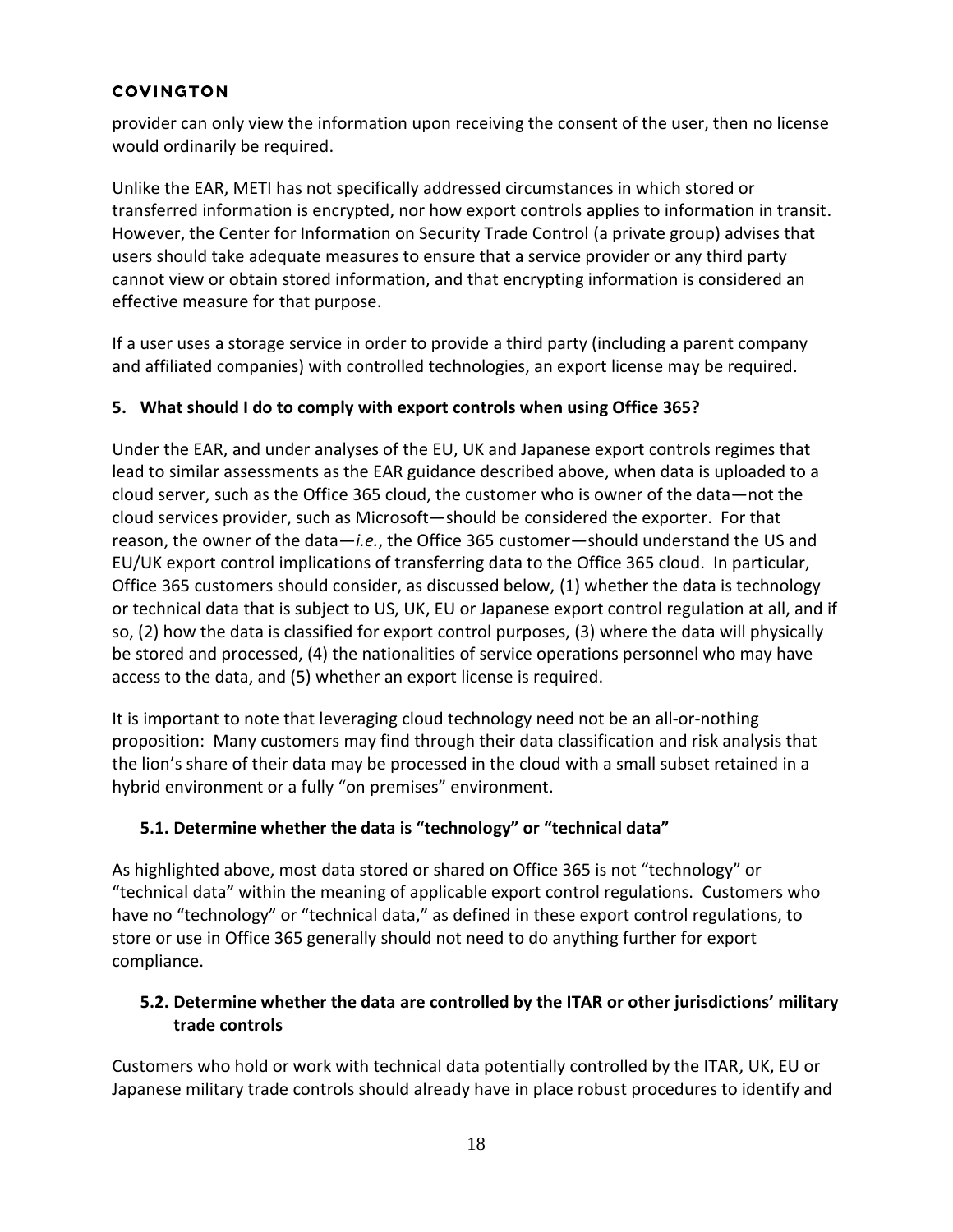provider can only view the information upon receiving the consent of the user, then no license would ordinarily be required.

Unlike the EAR, METI has not specifically addressed circumstances in which stored or transferred information is encrypted, nor how export controls applies to information in transit. However, the Center for Information on Security Trade Control (a private group) advises that users should take adequate measures to ensure that a service provider or any third party cannot view or obtain stored information, and that encrypting information is considered an effective measure for that purpose.

If a user uses a storage service in order to provide a third party (including a parent company and affiliated companies) with controlled technologies, an export license may be required.

## 5. What should I do to comply with export controls when using Office 365?

Under the EAR, and under analyses of the EU, UK and Japanese export controls regimes that lead to similar assessments as the EAR guidance described above, when data is uploaded to a cloud server, such as the Office 365 cloud, the customer who is owner of the data—not the cloud services provider, such as Microsoft—should be considered the exporter. For that reason, the owner of the data—*i.e.*, the Office 365 customer—should understand the US and EU/UK export control implications of transferring data to the Office 365 cloud. In particular, Office 365 customers should consider, as discussed below, (1) whether the data is technology or technical data that is subject to US, UK, EU or Japanese export control regulation at all, and if so, (2) how the data is classified for export control purposes, (3) where the data will physically be stored and processed, (4) the nationalities of service operations personnel who may have access to the data, and (5) whether an export license is required.

It is important to note that leveraging cloud technology need not be an all-or-nothing proposition: Many customers may find through their data classification and risk analysis that the lion's share of their data may be processed in the cloud with a small subset retained in a hybrid environment or a fully "on premises" environment.

### 5.1. Determine whether the data is "technology" or "technical data"

As highlighted above, most data stored or shared on Office 365 is not "technology" or "technical data" within the meaning of applicable export control regulations. Customers who have no "technology" or "technical data," as defined in these export control regulations, to store or use in Office 365 generally should not need to do anything further for export compliance.

### 5.2. Determine whether the data are controlled by the ITAR or other jurisdictions' military trade controls

Customers who hold or work with technical data potentially controlled by the ITAR, UK, EU or Japanese military trade controls should already have in place robust procedures to identify and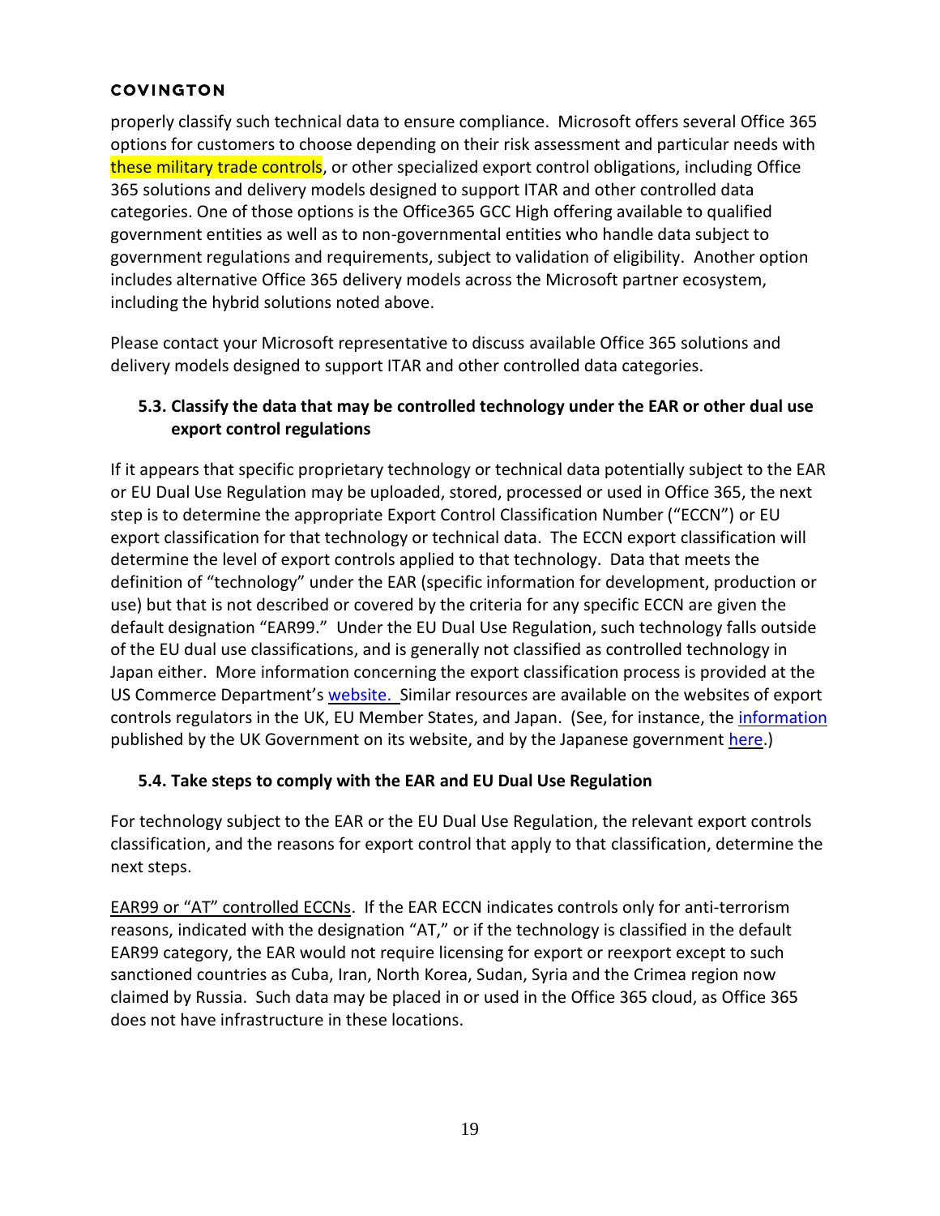properly classify such technical data to ensure compliance. Microsoft offers several Office 365 options for customers to choose depending on their risk assessment and particular needs with these military trade controls, or other specialized export control obligations, including Office 365 solutions and delivery models designed to support ITAR and other controlled data categories. One of those options is the Office365 GCC High offering available to qualified government entities as well as to non-governmental entities who handle data subject to government regulations and requirements, subject to validation of eligibility. Another option includes alternative Office 365 delivery models across the Microsoft partner ecosystem, including the hybrid solutions noted above.

Please contact your Microsoft representative to discuss available Office 365 solutions and delivery models designed to support ITAR and other controlled data categories.

### 5.3. Classify the data that may be controlled technology under the EAR or other dual use export control regulations

If it appears that specific proprietary technology or technical data potentially subject to the EAR or EU Dual Use Regulation may be uploaded, stored, processed or used in Office 365, the next step is to determine the appropriate Export Control Classification Number ("ECCN") or EU export classification for that technology or technical data. The ECCN export classification will determine the level of export controls applied to that technology. Data that meets the definition of "technology" under the EAR (specific information for development, production or use) but that is not described or covered by the criteria for any specific ECCN are given the default designation "EAR99." Under the EU Dual Use Regulation, such technology falls outside of the EU dual use classifications, and is generally not classified as controlled technology in Japan either. More information concerning the export classification process is provided at the US Commerce Department's website. Similar resources are available on the websites of export controls regulators in the UK, EU Member States, and Japan. (See, for instance, the information published by the UK Government on its website, and by the Japanese government here.)

### 5.4. Take steps to comply with the EAR and EU Dual Use Regulation

For technology subject to the EAR or the EU Dual Use Regulation, the relevant export controls classification, and the reasons for export control that apply to that classification, determine the next steps.

EAR99 or "AT" controlled ECCNs. If the EAR ECCN indicates controls only for anti-terrorism reasons, indicated with the designation "AT," or if the technology is classified in the default EAR99 category, the EAR would not require licensing for export or reexport except to such sanctioned countries as Cuba, Iran, North Korea, Sudan, Syria and the Crimea region now claimed by Russia. Such data may be placed in or used in the Office 365 cloud, as Office 365 does not have infrastructure in these locations.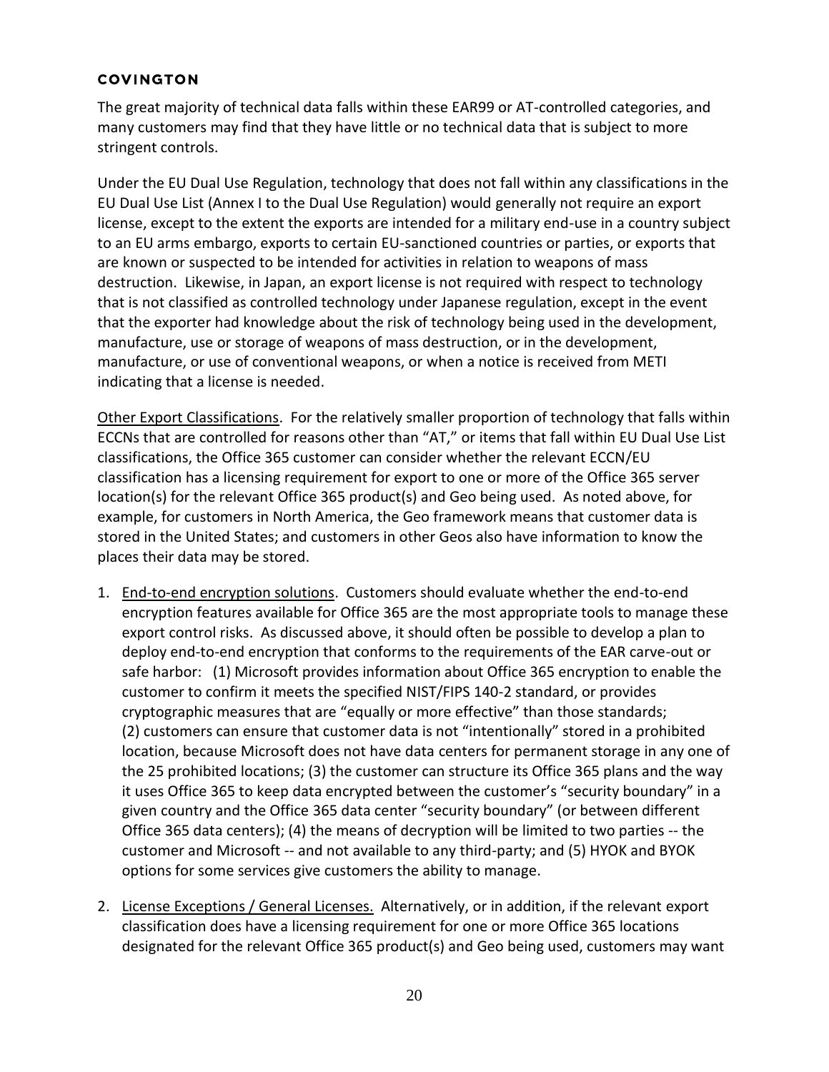The great majority of technical data falls within these EAR99 or AT-controlled categories, and many customers may find that they have little or no technical data that is subject to more stringent controls.

Under the EU Dual Use Regulation, technology that does not fall within any classifications in the EU Dual Use List (Annex I to the Dual Use Regulation) would generally not require an export license, except to the extent the exports are intended for a military end-use in a country subject to an EU arms embargo, exports to certain EU-sanctioned countries or parties, or exports that are known or suspected to be intended for activities in relation to weapons of mass destruction. Likewise, in Japan, an export license is not required with respect to technology that is not classified as controlled technology under Japanese regulation, except in the event that the exporter had knowledge about the risk of technology being used in the development, manufacture, use or storage of weapons of mass destruction, or in the development, manufacture, or use of conventional weapons, or when a notice is received from METI indicating that a license is needed.

Other Export Classifications. For the relatively smaller proportion of technology that falls within ECCNs that are controlled for reasons other than "AT," or items that fall within EU Dual Use List classifications, the Office 365 customer can consider whether the relevant ECCN/EU classification has a licensing requirement for export to one or more of the Office 365 server location(s) for the relevant Office 365 product(s) and Geo being used. As noted above, for example, for customers in North America, the Geo framework means that customer data is stored in the United States; and customers in other Geos also have information to know the places their data may be stored.

1. End-to-end encryption solutions. Customers should evaluate whether the end-to-end encryption features available for Office 365 are the most appropriate tools to manage these export control risks. As discussed above, it should often be possible to develop a plan to deploy end-to-end encryption that conforms to the requirements of the EAR carve-out or safe harbor: (1) Microsoft provides information about Office 365 encryption to enable the customer to confirm it meets the specified NIST/FIPS 140-2 standard, or provides cryptographic measures that are "equally or more effective" than those standards; (2) customers can ensure that customer data is not "intentionally" stored in a prohibited location, because Microsoft does not have data centers for permanent storage in any one of the 25 prohibited locations; (3) the customer can structure its Office 365 plans and the way it uses Office 365 to keep data encrypted between the customer's "security boundary" in a given country and the Office 365 data center "security boundary" (or between different Office 365 data centers); (4) the means of decryption will be limited to two parties -- the customer and Microsoft -- and not available to any third-party; and (5) HYOK and BYOK options for some services give customers the ability to manage.

2. License Exceptions / General Licenses. Alternatively, or in addition, if the relevant export classification does have a licensing requirement for one or more Office 365 locations designated for the relevant Office 365 product(s) and Geo being used, customers may want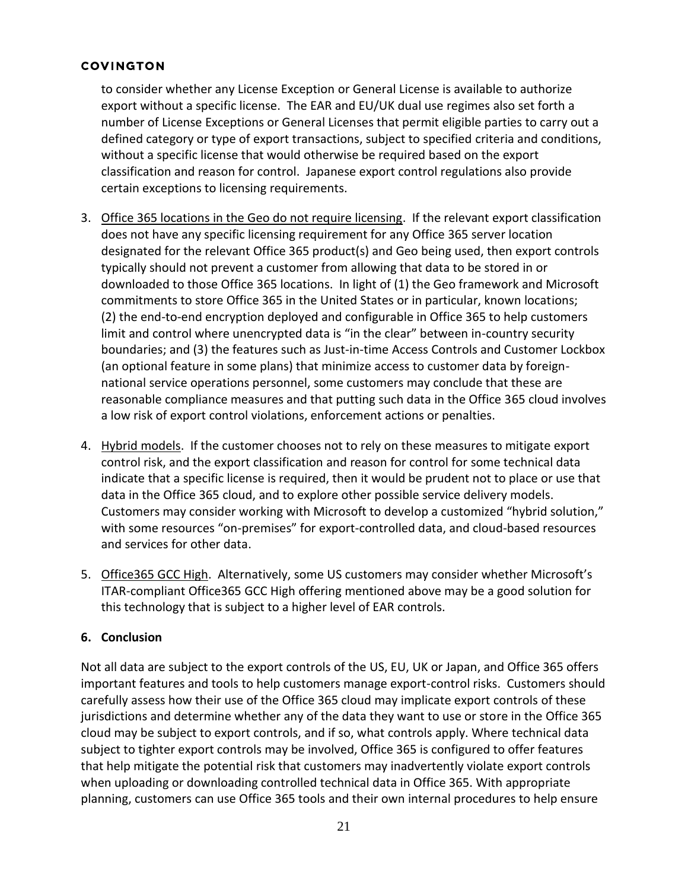to consider whether any License Exception or General License is available to authorize export without a specific license. The EAR and EU/UK dual use regimes also set forth a number of License Exceptions or General Licenses that permit eligible parties to carry out a defined category or type of export transactions, subject to specified criteria and conditions, without a specific license that would otherwise be required based on the export classification and reason for control. Japanese export control regulations also provide certain exceptions to licensing requirements.

3. Office 365 locations in the Geo do not require licensing. If the relevant export classification does not have any specific licensing requirement for any Office 365 server location designated for the relevant Office 365 product(s) and Geo being used, then export controls typically should not prevent a customer from allowing that data to be stored in or downloaded to those Office 365 locations. In light of (1) the Geo framework and Microsoft commitments to store Office 365 in the United States or in particular, known locations; (2) the end-to-end encryption deployed and configurable in Office 365 to help customers limit and control where unencrypted data is "in the clear" between in-country security boundaries; and (3) the features such as Just-in-time Access Controls and Customer Lockbox (an optional feature in some plans) that minimize access to customer data by foreign-national service operations personnel, some customers may conclude that these are reasonable compliance measures and that putting such data in the Office 365 cloud involves a low risk of export control violations, enforcement actions or penalties.

4. Hybrid models. If the customer chooses not to rely on these measures to mitigate export control risk, and the export classification and reason for control for some technical data indicate that a specific license is required, then it would be prudent not to place or use that data in the Office 365 cloud, and to explore other possible service delivery models. Customers may consider working with Microsoft to develop a customized "hybrid solution," with some resources "on-premises" for export-controlled data, and cloud-based resources and services for other data.

5. Office365 GCC High. Alternatively, some US customers may consider whether Microsoft's ITAR-compliant Office365 GCC High offering mentioned above may be a good solution for this technology that is subject to a higher level of EAR controls.

## 6. Conclusion

Not all data are subject to the export controls of the US, EU, UK or Japan, and Office 365 offers important features and tools to help customers manage export-control risks. Customers should carefully assess how their use of the Office 365 cloud may implicate export controls of these jurisdictions and determine whether any of the data they want to use or store in the Office 365 cloud may be subject to export controls, and if so, what controls apply. Where technical data subject to tighter export controls may be involved, Office 365 is configured to offer features that help mitigate the potential risk that customers may inadvertently violate export controls when uploading or downloading controlled technical data in Office 365. With appropriate planning, customers can use Office 365 tools and their own internal procedures to help ensure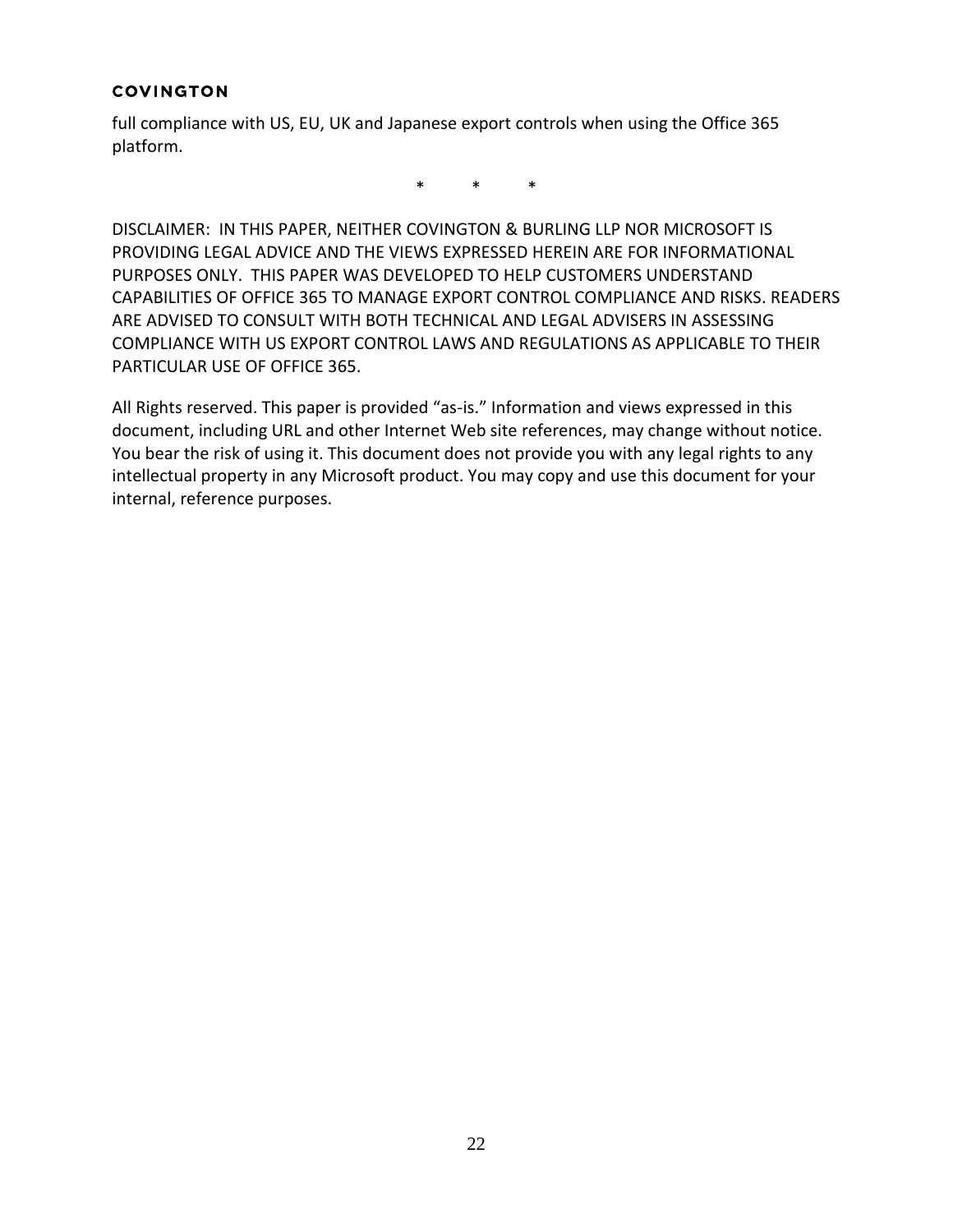full compliance with US, EU, UK and Japanese export controls when using the Office 365 platform.

\*          \*          \*

DISCLAIMER: IN THIS PAPER, NEITHER COVINGTON & BURLING LLP NOR MICROSOFT IS PROVIDING LEGAL ADVICE AND THE VIEWS EXPRESSED HEREIN ARE FOR INFORMATIONAL PURPOSES ONLY. THIS PAPER WAS DEVELOPED TO HELP CUSTOMERS UNDERSTAND CAPABILITIES OF OFFICE 365 TO MANAGE EXPORT CONTROL COMPLIANCE AND RISKS. READERS ARE ADVISED TO CONSULT WITH BOTH TECHNICAL AND LEGAL ADVISERS IN ASSESSING COMPLIANCE WITH US EXPORT CONTROL LAWS AND REGULATIONS AS APPLICABLE TO THEIR PARTICULAR USE OF OFFICE 365.

All Rights reserved. This paper is provided "as-is." Information and views expressed in this document, including URL and other Internet Web site references, may change without notice. You bear the risk of using it. This document does not provide you with any legal rights to any intellectual property in any Microsoft product. You may copy and use this document for your internal, reference purposes.